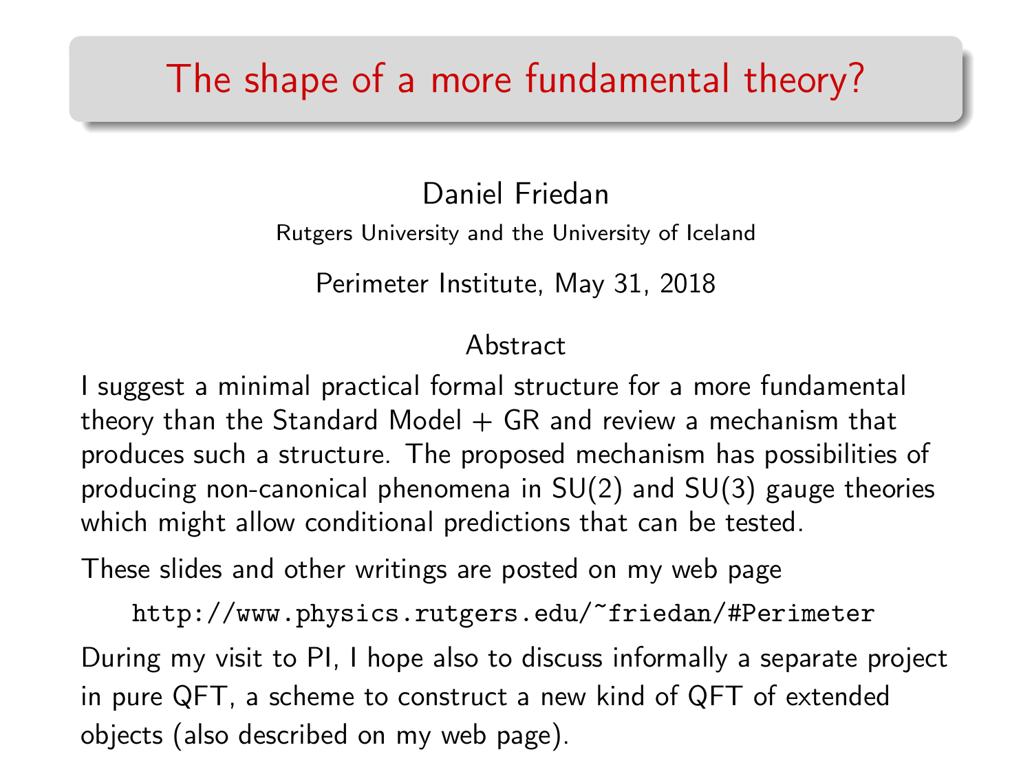# The shape of a more fundamental theory?

Daniel Friedan

Rutgers University and the University of Iceland

Perimeter Institute, May 31, 2018

## Abstract

I suggest a minimal practical formal structure for a more fundamental theory than the Standard Model + GR and review a mechanism that produces such a structure. The proposed mechanism has possibilities of producing non-canonical phenomena in SU(2) and SU(3) gauge theories which might allow conditional predictions that can be tested.

These slides and other writings are posted on my web page

```
http://www.physics.rutgers.edu/~friedan/#Perimeter
```

During my visit to PI, I hope also to discuss informally a separate project in pure QFT, a scheme to construct a new kind of QFT of extended objects (also described on my web page).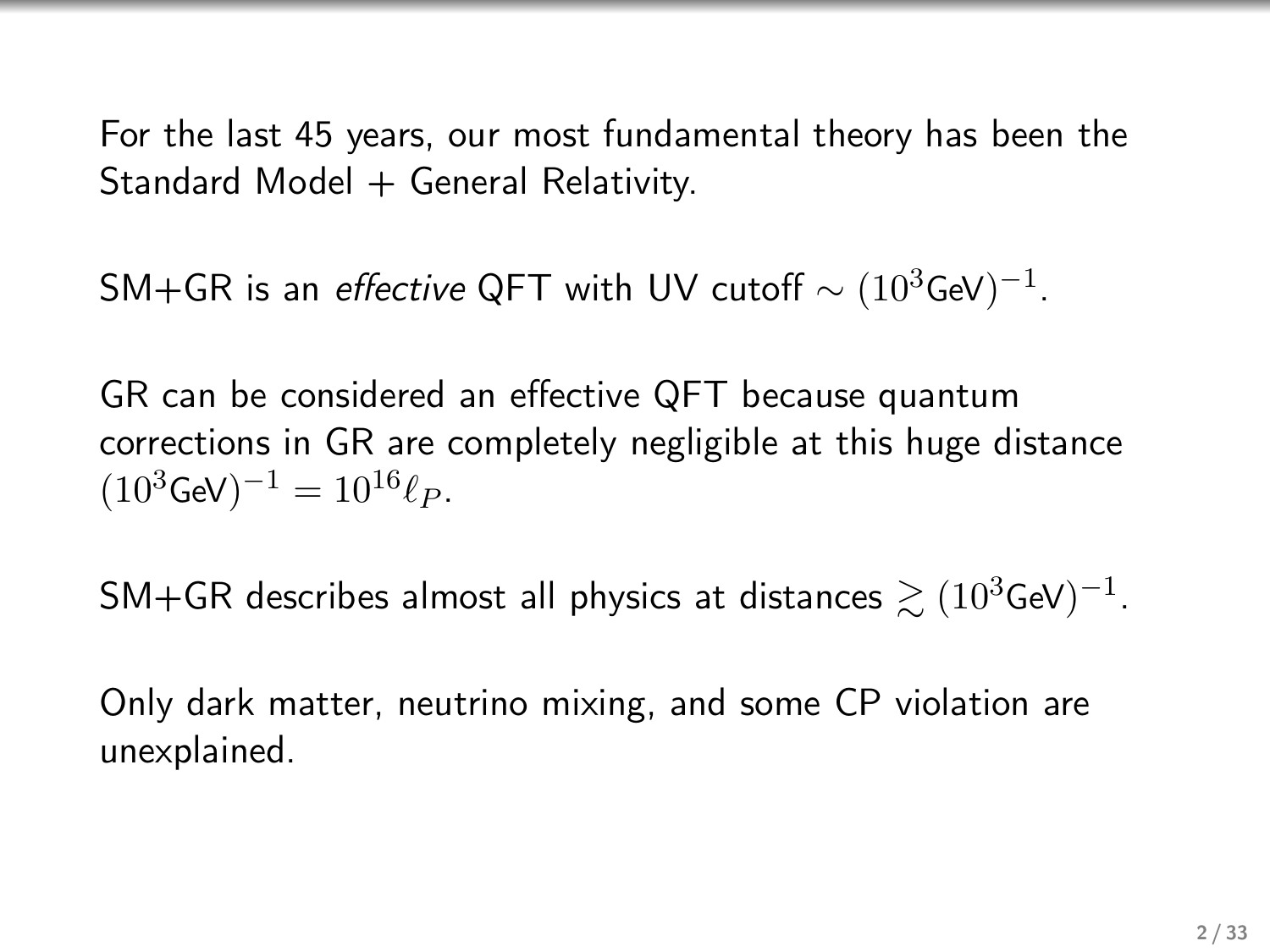For the last 45 years, our most fundamental theory has been the Standard Model + General Relativity.

SM+GR is an *effective* QFT with UV cutoff $\sim (10^3\text{GeV})^{-1}$.

GR can be considered an effective QFT because quantum corrections in GR are completely negligible at this huge distance $(10^3\text{GeV})^{-1} = 10^{16}\ell_P$.

SM+GR describes almost all physics at distances $\gtrsim (10^3\text{GeV})^{-1}$.

Only dark matter, neutrino mixing, and some CP violation are unexplained.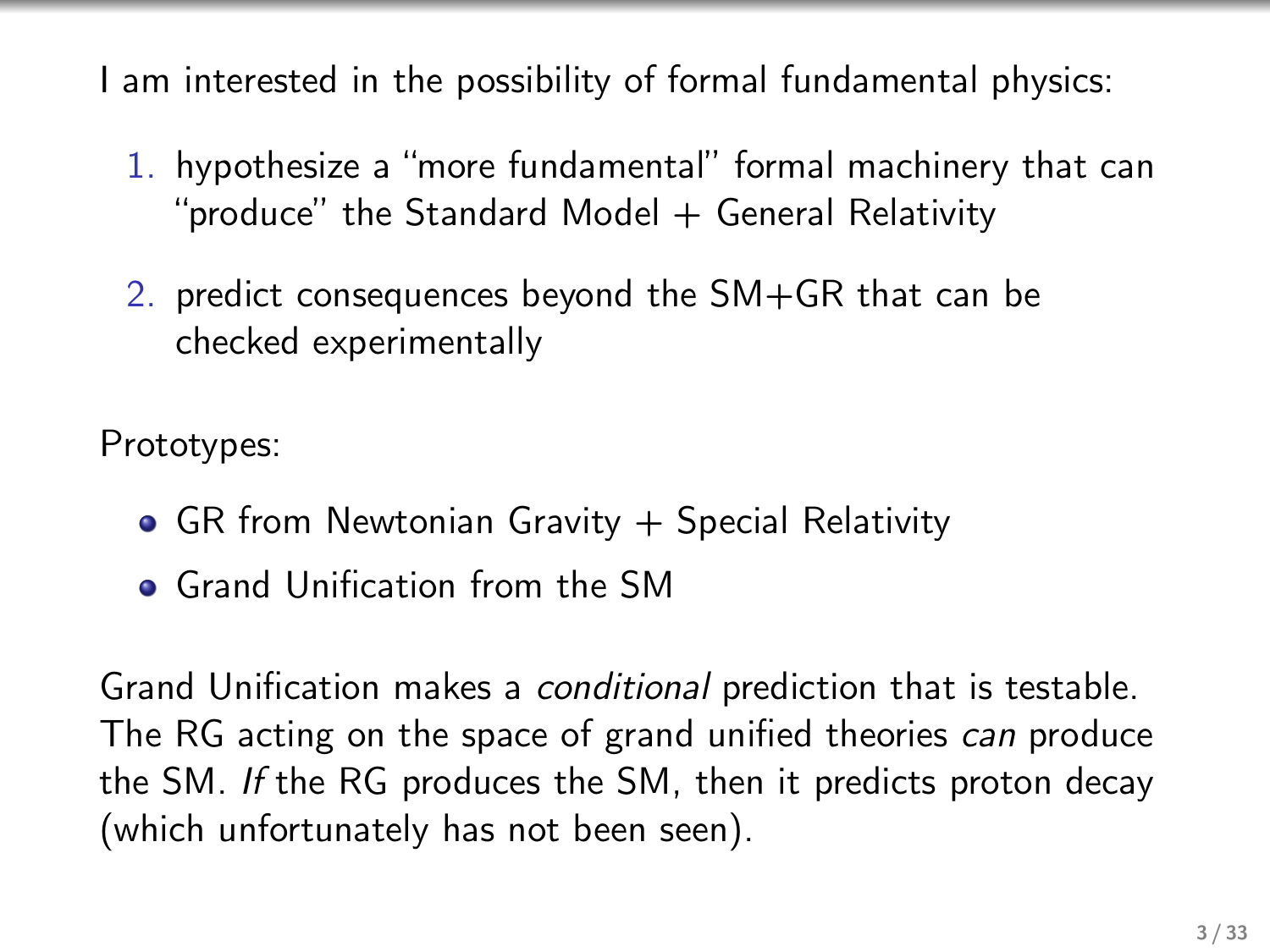I am interested in the possibility of formal fundamental physics:

1. hypothesize a "more fundamental" formal machinery that can "produce" the Standard Model + General Relativity
2. predict consequences beyond the SM+GR that can be checked experimentally

Prototypes:

- GR from Newtonian Gravity + Special Relativity
- Grand Unification from the SM

Grand Unification makes a *conditional* prediction that is testable. The RG acting on the space of grand unified theories *can* produce the SM. *If* the RG produces the SM, then it predicts proton decay (which unfortunately has not been seen).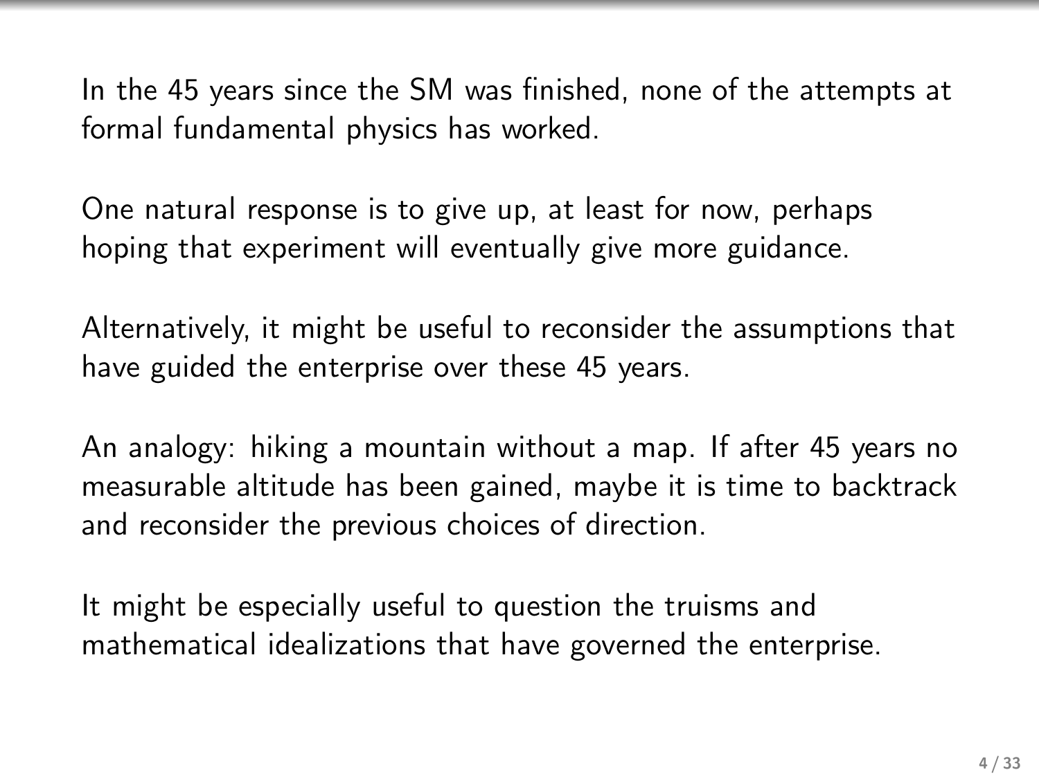In the 45 years since the SM was finished, none of the attempts at formal fundamental physics has worked.

One natural response is to give up, at least for now, perhaps hoping that experiment will eventually give more guidance.

Alternatively, it might be useful to reconsider the assumptions that have guided the enterprise over these 45 years.

An analogy: hiking a mountain without a map. If after 45 years no measurable altitude has been gained, maybe it is time to backtrack and reconsider the previous choices of direction.

It might be especially useful to question the truisms and mathematical idealizations that have governed the enterprise.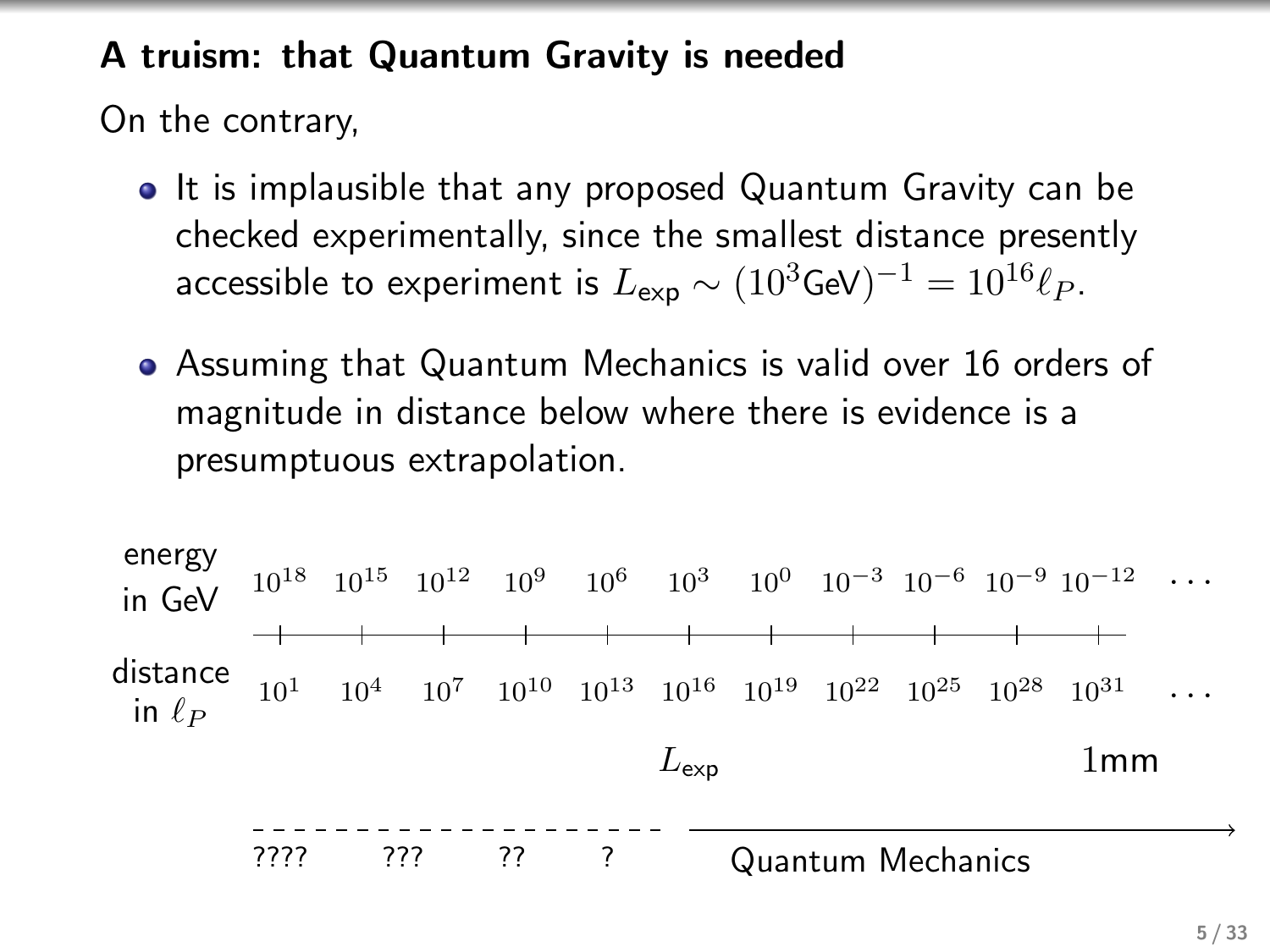## A truism: that Quantum Gravity is needed

On the contrary,

- It is implausible that any proposed Quantum Gravity can be checked experimentally, since the smallest distance presently accessible to experiment is $L_{\text{exp}} \sim (10^3 \text{GeV})^{-1} = 10^{16}\ell_P$.
- Assuming that Quantum Mechanics is valid over 16 orders of magnitude in distance below where there is evidence is a presumptuous extrapolation.

| energy in GeV | $10^{18}$ | $10^{15}$ | $10^{12}$ | $10^{9}$ | $10^{6}$ | $10^{3}$ | $10^{0}$ | $10^{-3}$ | $10^{-6}$ | $10^{-9}$ | $10^{-12}$ | $\cdots$ |
|---|---|---|---|---|---|---|---|---|---|---|---|---|
| distance in $\ell_P$ | $10^{1}$ | $10^{4}$ | $10^{7}$ | $10^{10}$ | $10^{13}$ | $10^{16}$ | $10^{19}$ | $10^{22}$ | $10^{25}$ | $10^{28}$ | $10^{31}$ | $\cdots$ |
| | | | | | | $L_{\text{exp}}$ | | | | | 1mm | |

- - - - - - - - - - - - - - - - - - - - ⟶

???? ??? ?? ? Quantum Mechanics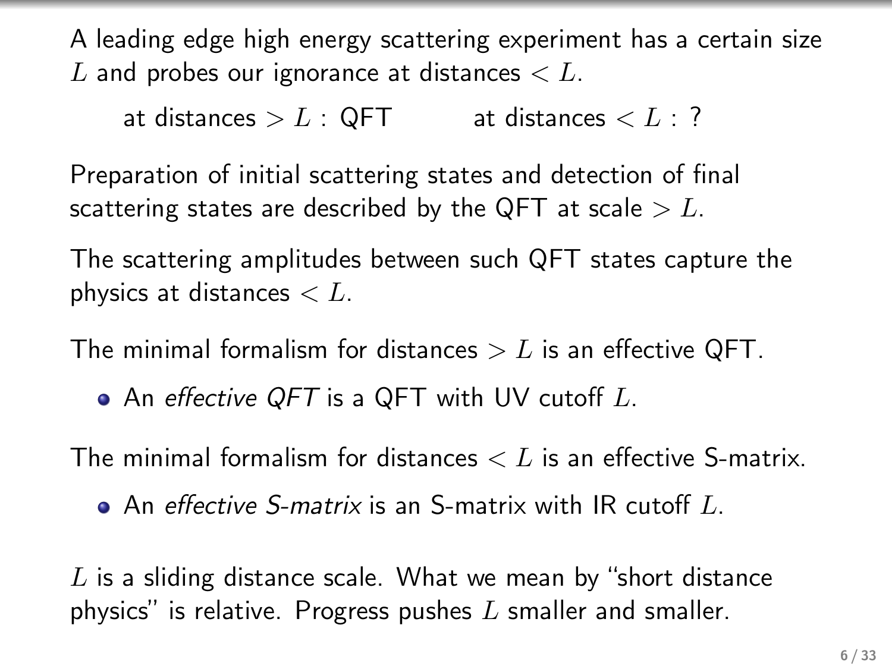A leading edge high energy scattering experiment has a certain size $L$ and probes our ignorance at distances $< L$.

at distances $> L$ : QFT       at distances $< L$ : ?

Preparation of initial scattering states and detection of final scattering states are described by the QFT at scale $> L$.

The scattering amplitudes between such QFT states capture the physics at distances $< L$.

The minimal formalism for distances $> L$ is an effective QFT.

- An *effective QFT* is a QFT with UV cutoff $L$.

The minimal formalism for distances $< L$ is an effective S-matrix.

- An *effective S-matrix* is an S-matrix with IR cutoff $L$.

$L$ is a sliding distance scale. What we mean by "short distance physics" is relative. Progress pushes $L$ smaller and smaller.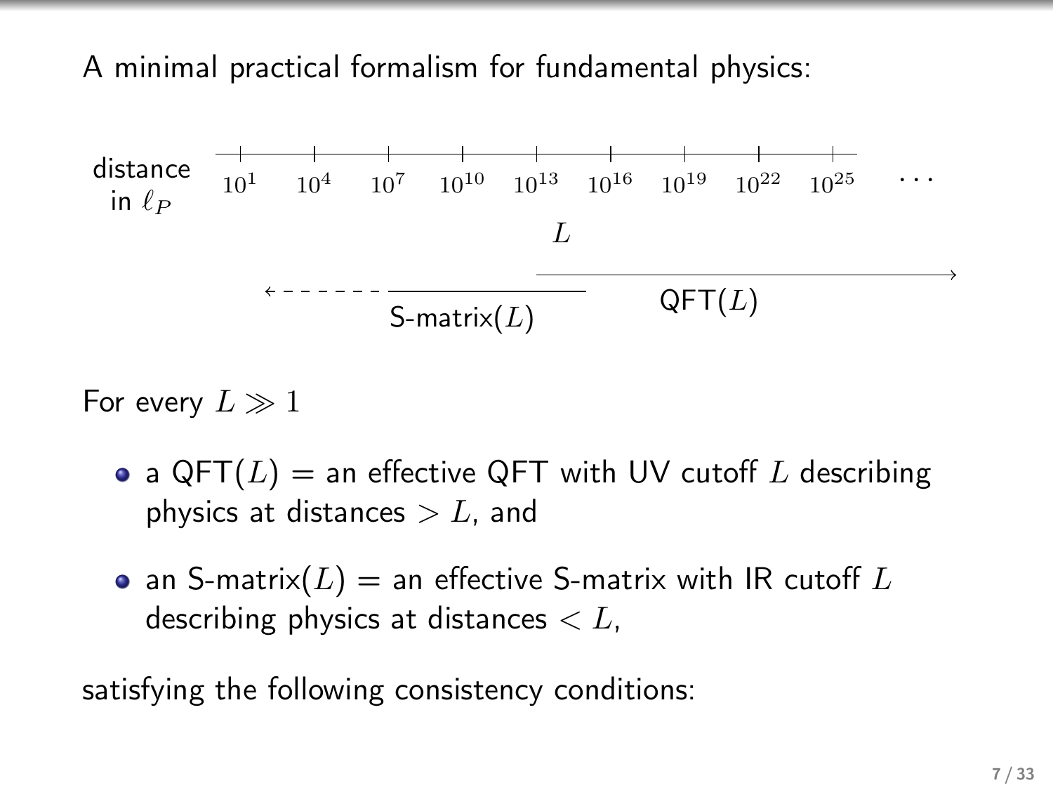A minimal practical formalism for fundamental physics:

distance in $\ell_P$: $10^1$ $10^4$ $10^7$ $10^{10}$ $10^{13}$ $10^{16}$ $10^{19}$ $10^{22}$ $10^{25}$ $\cdots$

$L$

S-matrix($L$) QFT($L$)

For every $L \gg 1$

- a QFT($L$) = an effective QFT with UV cutoff $L$ describing physics at distances $> L$, and
- an S-matrix($L$) = an effective S-matrix with IR cutoff $L$ describing physics at distances $< L$,

satisfying the following consistency conditions: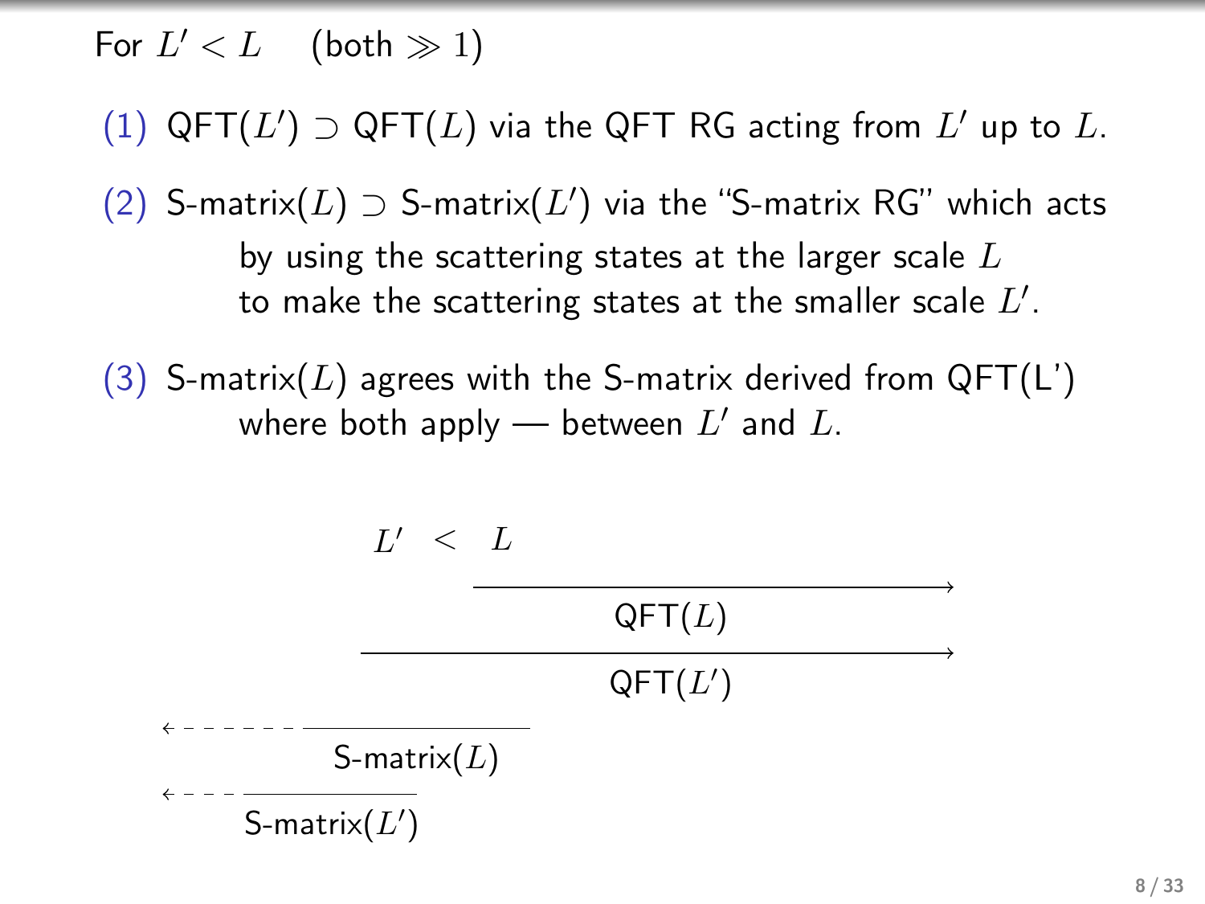For $L' < L$ (both $\gg 1$)

(1) QFT($L'$) $\supset$ QFT($L$) via the QFT RG acting from $L'$ up to $L$.

(2) S-matrix($L$) $\supset$ S-matrix($L'$) via the "S-matrix RG" which acts by using the scattering states at the larger scale $L$ to make the scattering states at the smaller scale $L'$.

(3) S-matrix($L$) agrees with the S-matrix derived from QFT(L') where both apply — between $L'$ and $L$.

$L' < L$

QFT($L$)

QFT($L'$)

S-matrix($L$)

S-matrix($L'$)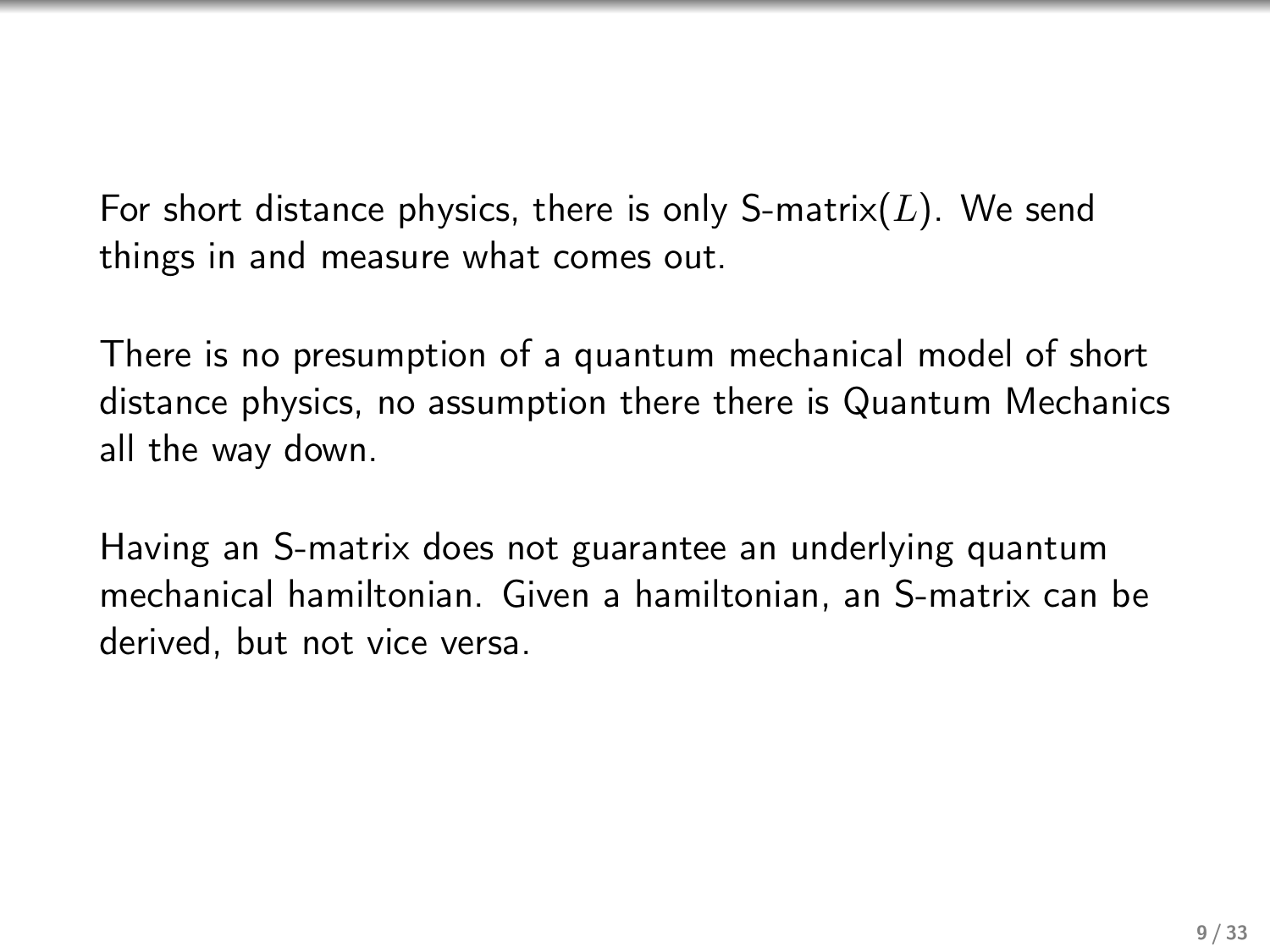For short distance physics, there is only S-matrix($L$). We send things in and measure what comes out.

There is no presumption of a quantum mechanical model of short distance physics, no assumption there there is Quantum Mechanics all the way down.

Having an S-matrix does not guarantee an underlying quantum mechanical hamiltonian. Given a hamiltonian, an S-matrix can be derived, but not vice versa.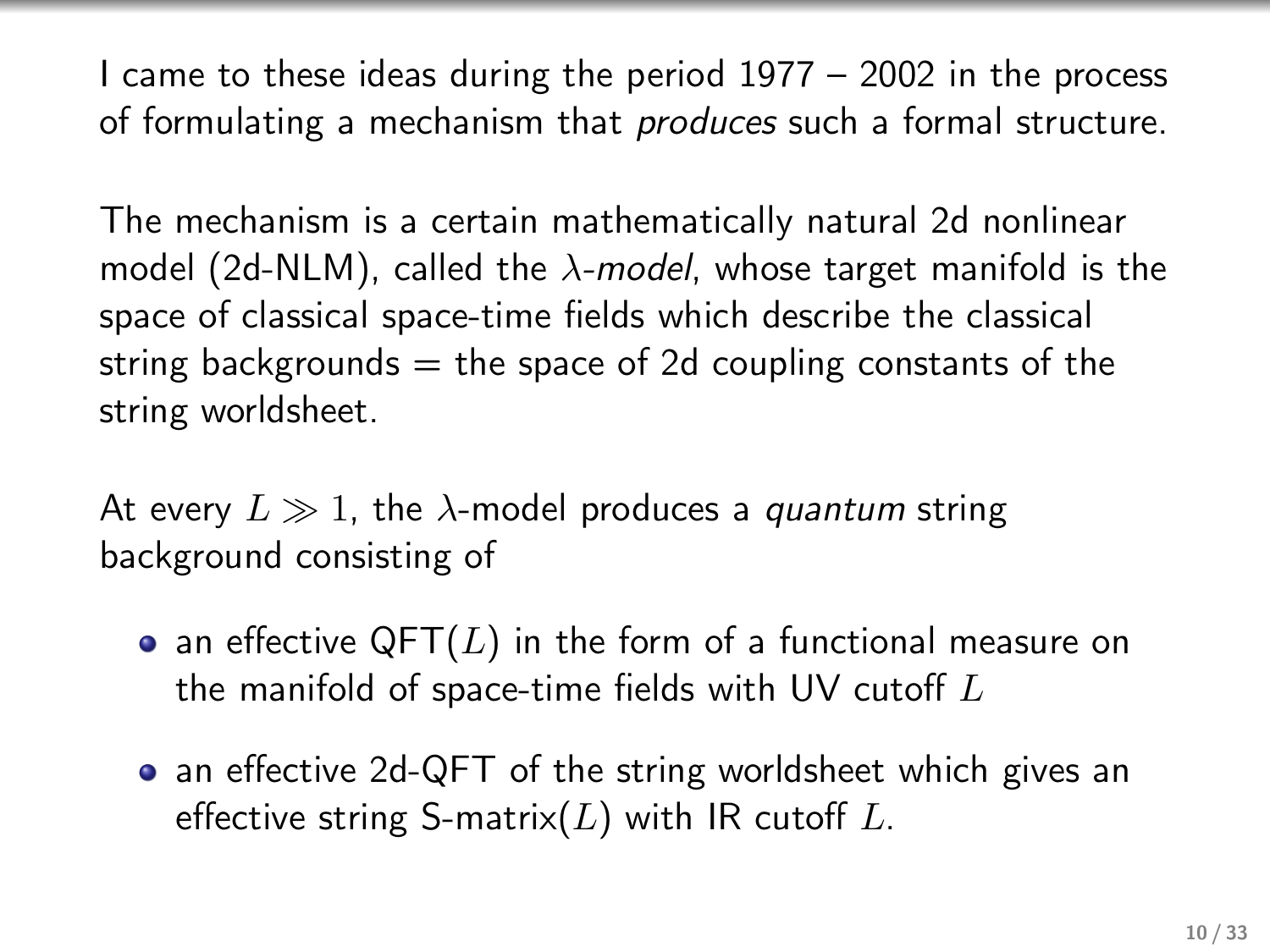I came to these ideas during the period 1977 – 2002 in the process of formulating a mechanism that *produces* such a formal structure.

The mechanism is a certain mathematically natural 2d nonlinear model (2d-NLM), called the $\lambda$-*model*, whose target manifold is the space of classical space-time fields which describe the classical string backgrounds = the space of 2d coupling constants of the string worldsheet.

At every $L \gg 1$, the $\lambda$-model produces a *quantum* string background consisting of

- an effective QFT($L$) in the form of a functional measure on the manifold of space-time fields with UV cutoff $L$
- an effective 2d-QFT of the string worldsheet which gives an effective string S-matrix($L$) with IR cutoff $L$.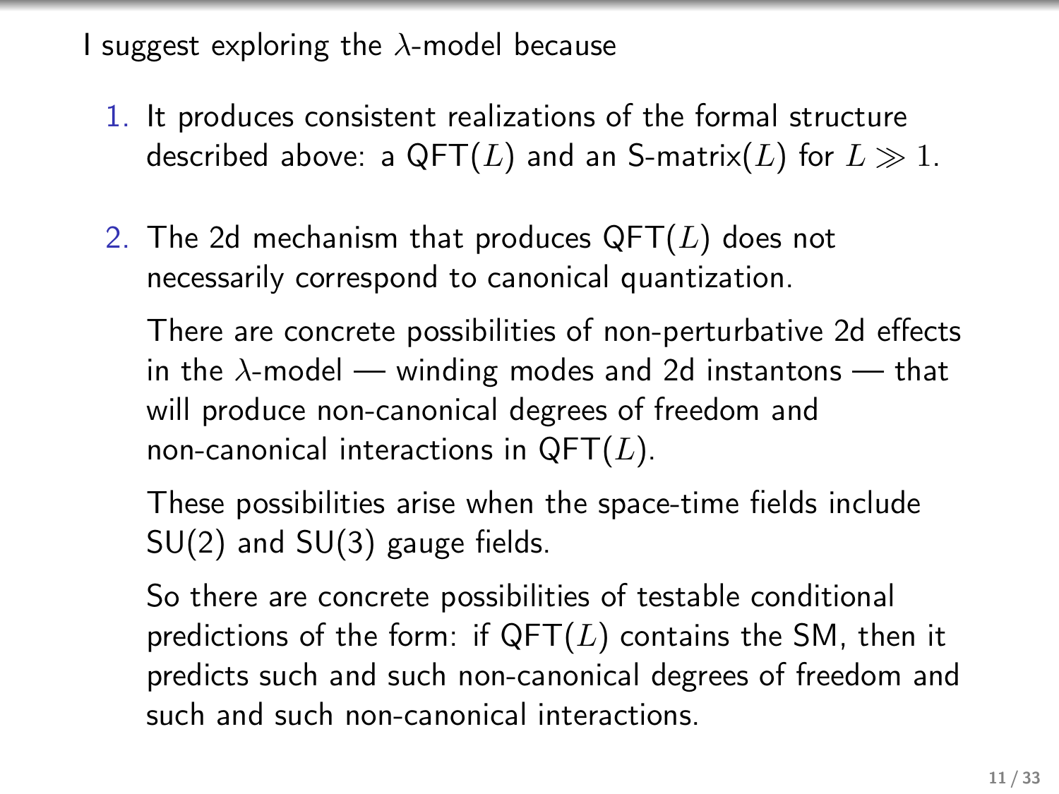I suggest exploring the $\lambda$-model because

1. It produces consistent realizations of the formal structure described above: a QFT($L$) and an S-matrix($L$) for $L \gg 1$.

2. The 2d mechanism that produces QFT($L$) does not necessarily correspond to canonical quantization.

   There are concrete possibilities of non-perturbative 2d effects in the $\lambda$-model — winding modes and 2d instantons — that will produce non-canonical degrees of freedom and non-canonical interactions in QFT($L$).

   These possibilities arise when the space-time fields include SU(2) and SU(3) gauge fields.

   So there are concrete possibilities of testable conditional predictions of the form: if QFT($L$) contains the SM, then it predicts such and such non-canonical degrees of freedom and such and such non-canonical interactions.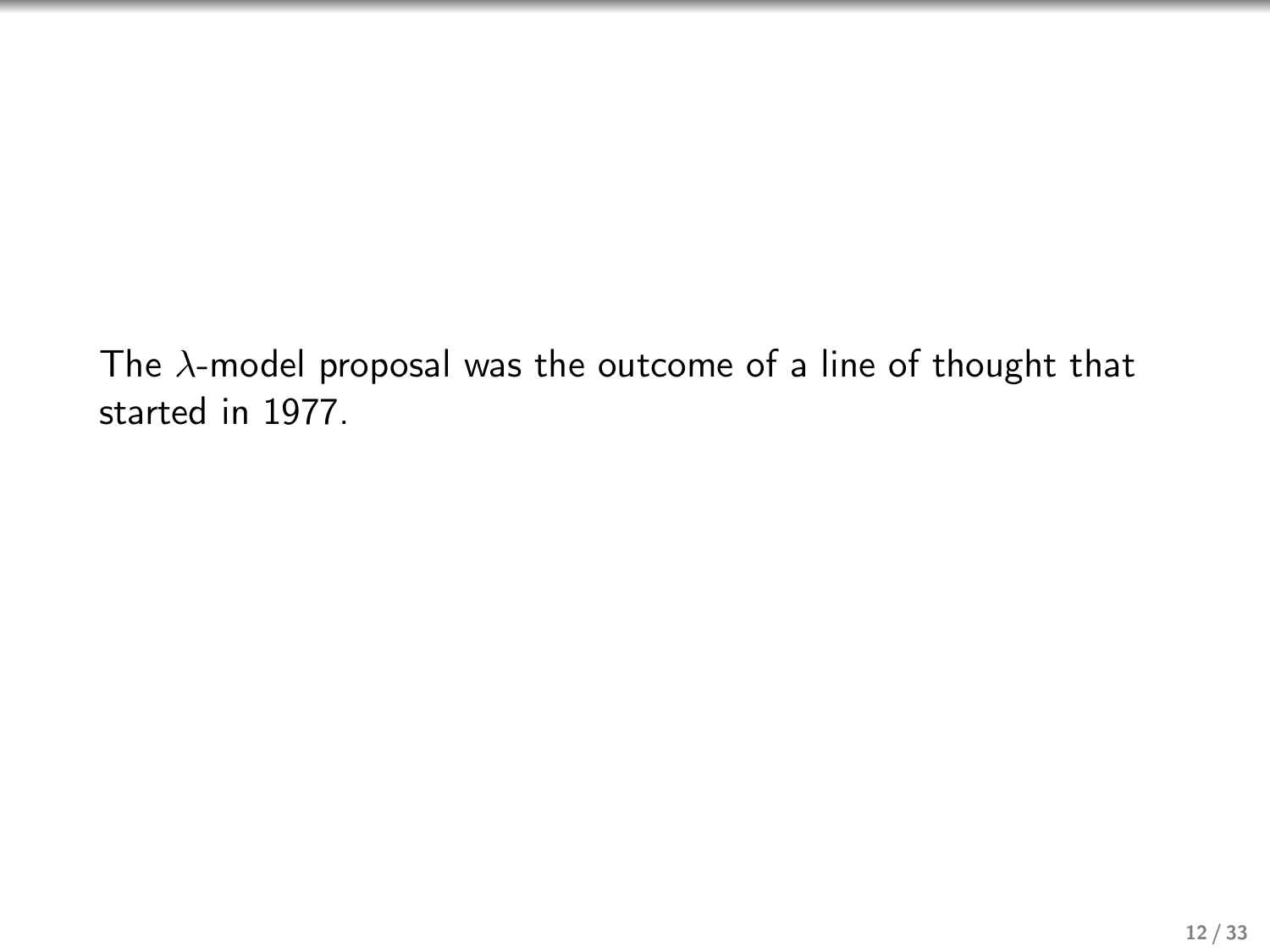The $\lambda$-model proposal was the outcome of a line of thought that started in 1977.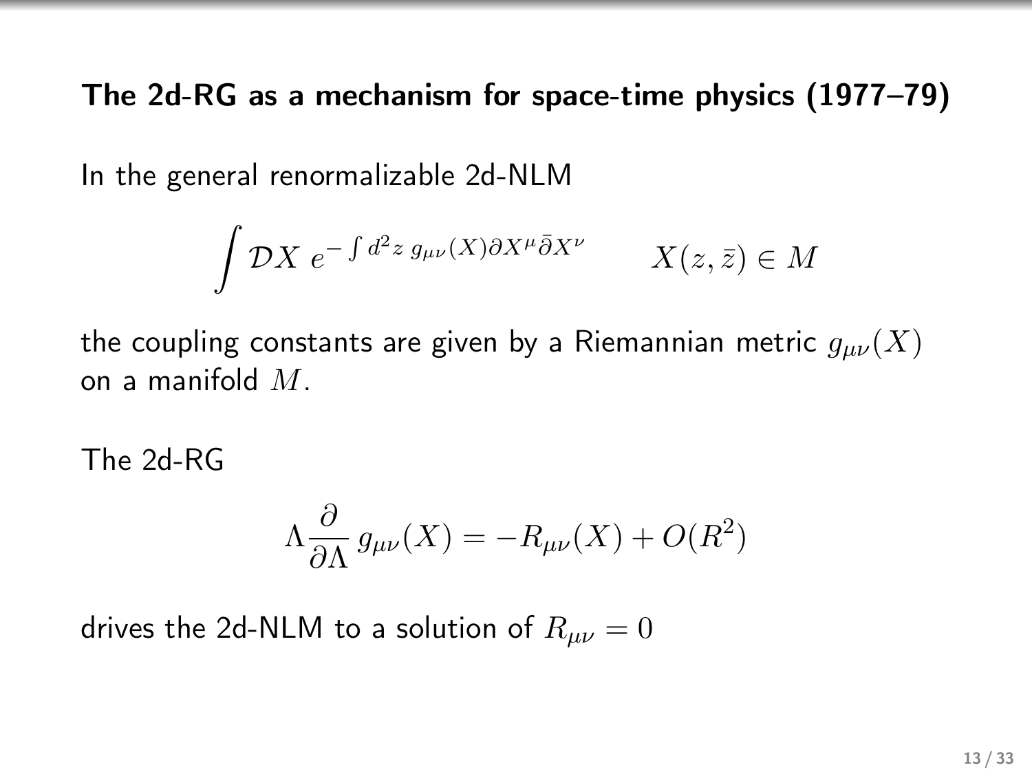## The 2d-RG as a mechanism for space-time physics (1977–79)

In the general renormalizable 2d-NLM

$$\int \mathcal{D}X \; e^{-\int d^2z \; g_{\mu\nu}(X)\partial X^\mu \bar{\partial} X^\nu} \qquad X(z,\bar{z}) \in M$$

the coupling constants are given by a Riemannian metric $g_{\mu\nu}(X)$ on a manifold $M$.

The 2d-RG

$$\Lambda \frac{\partial}{\partial \Lambda} \, g_{\mu\nu}(X) = -R_{\mu\nu}(X) + O(R^2)$$

drives the 2d-NLM to a solution of $R_{\mu\nu} = 0$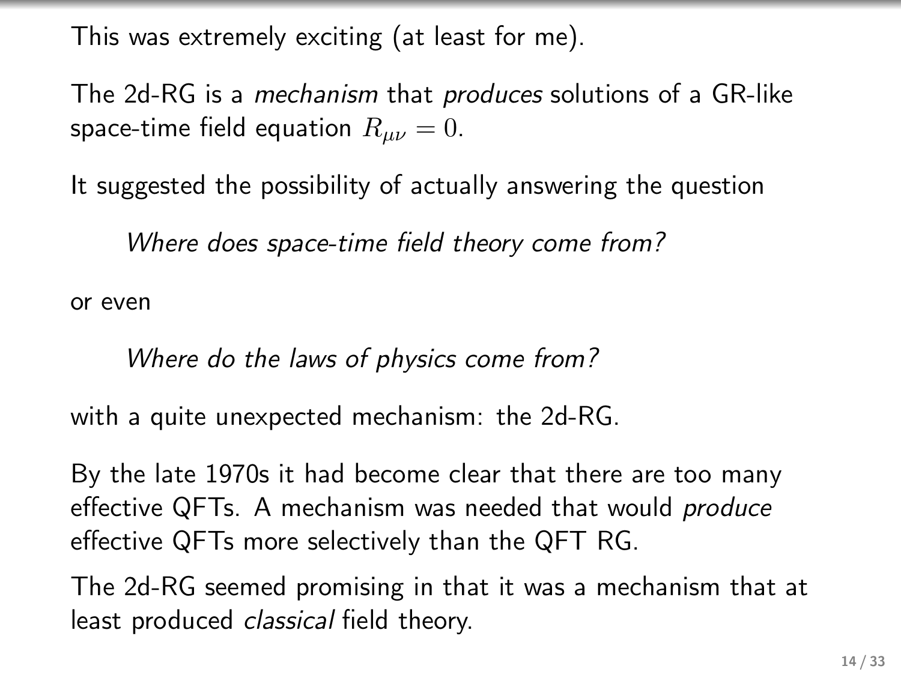This was extremely exciting (at least for me).

The 2d-RG is a *mechanism* that *produces* solutions of a GR-like space-time field equation $R_{\mu\nu} = 0$.

It suggested the possibility of actually answering the question

*Where does space-time field theory come from?*

or even

*Where do the laws of physics come from?*

with a quite unexpected mechanism: the 2d-RG.

By the late 1970s it had become clear that there are too many effective QFTs. A mechanism was needed that would *produce* effective QFTs more selectively than the QFT RG.

The 2d-RG seemed promising in that it was a mechanism that at least produced *classical* field theory.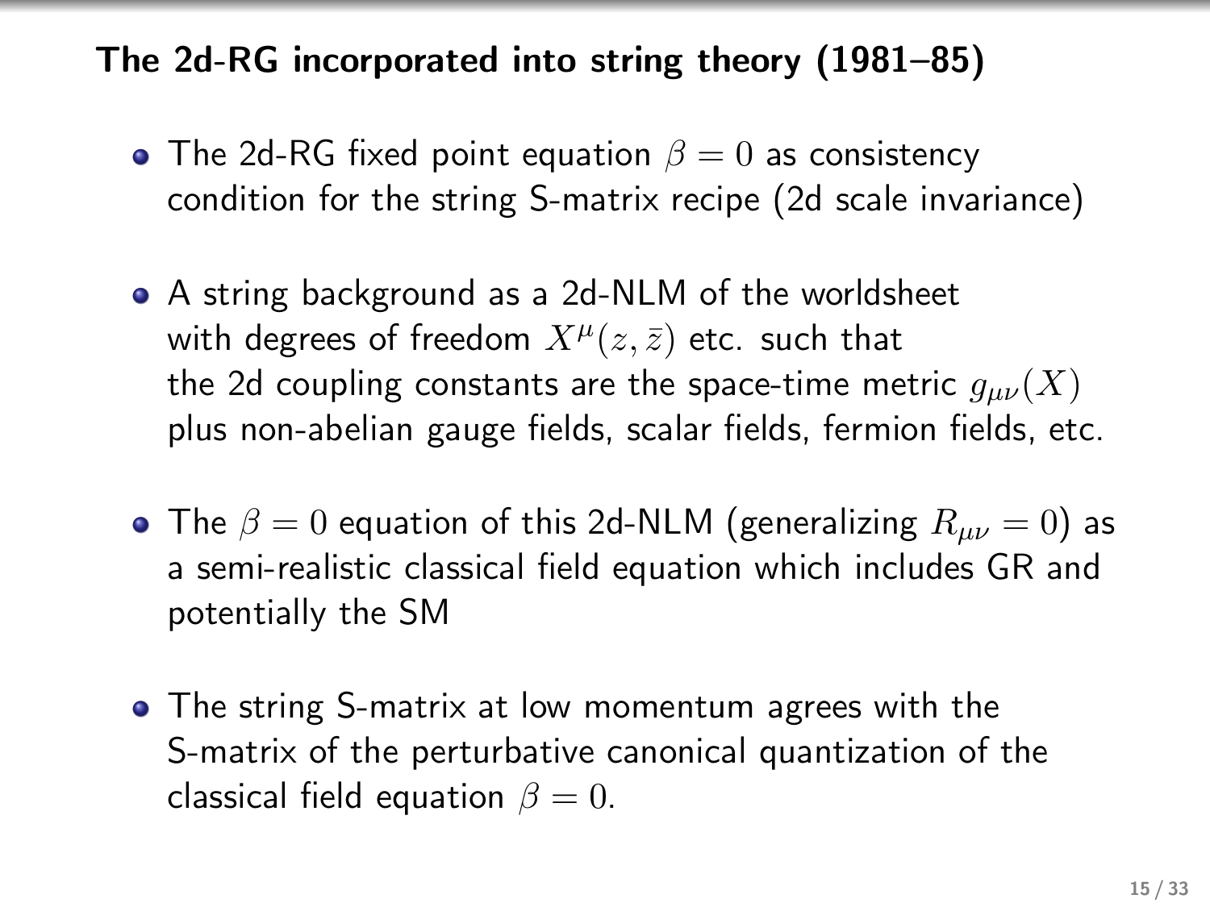## The 2d-RG incorporated into string theory (1981–85)

- The 2d-RG fixed point equation $\beta = 0$ as consistency condition for the string S-matrix recipe (2d scale invariance)

- A string background as a 2d-NLM of the worldsheet with degrees of freedom $X^\mu(z, \bar{z})$ etc. such that the 2d coupling constants are the space-time metric $g_{\mu\nu}(X)$ plus non-abelian gauge fields, scalar fields, fermion fields, etc.

- The $\beta = 0$ equation of this 2d-NLM (generalizing $R_{\mu\nu} = 0$) as a semi-realistic classical field equation which includes GR and potentially the SM

- The string S-matrix at low momentum agrees with the S-matrix of the perturbative canonical quantization of the classical field equation $\beta = 0$.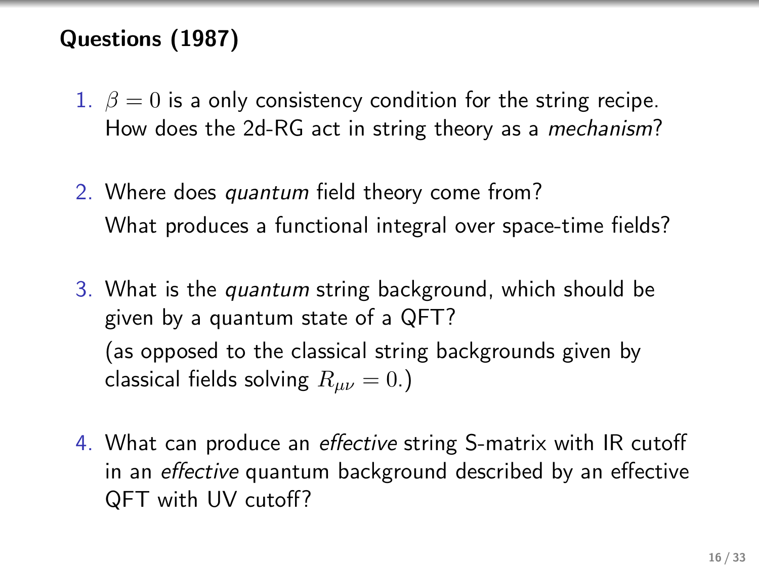## Questions (1987)

1. $\beta = 0$ is a only consistency condition for the string recipe. How does the 2d-RG act in string theory as a *mechanism*?

2. Where does *quantum* field theory come from?

   What produces a functional integral over space-time fields?

3. What is the *quantum* string background, which should be given by a quantum state of a QFT?

   (as opposed to the classical string backgrounds given by classical fields solving $R_{\mu\nu} = 0$.)

4. What can produce an *effective* string S-matrix with IR cutoff in an *effective* quantum background described by an effective QFT with UV cutoff?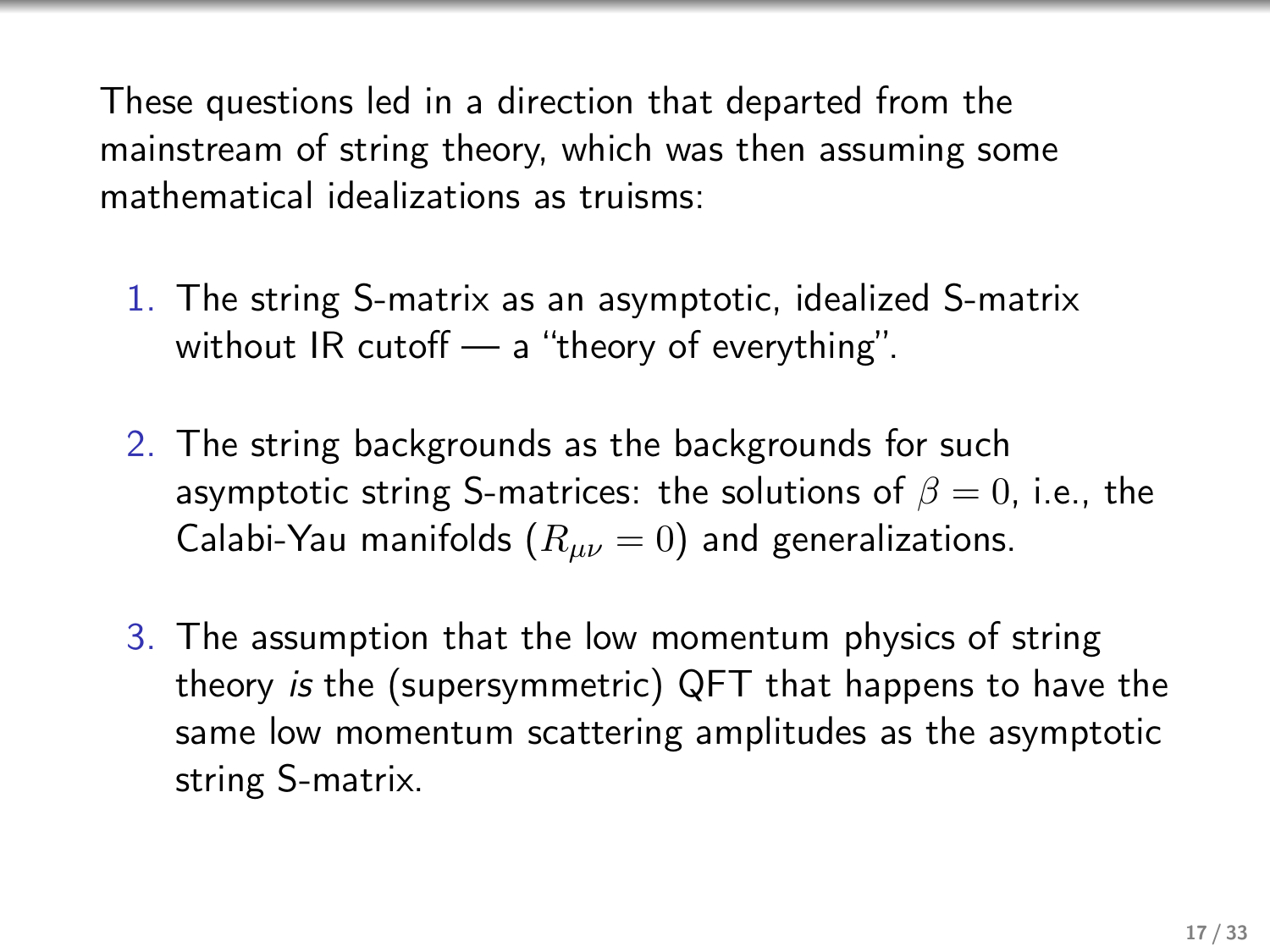These questions led in a direction that departed from the mainstream of string theory, which was then assuming some mathematical idealizations as truisms:

1. The string S-matrix as an asymptotic, idealized S-matrix without IR cutoff — a "theory of everything".

2. The string backgrounds as the backgrounds for such asymptotic string S-matrices: the solutions of $\beta = 0$, i.e., the Calabi-Yau manifolds ($R_{\mu\nu} = 0$) and generalizations.

3. The assumption that the low momentum physics of string theory *is* the (supersymmetric) QFT that happens to have the same low momentum scattering amplitudes as the asymptotic string S-matrix.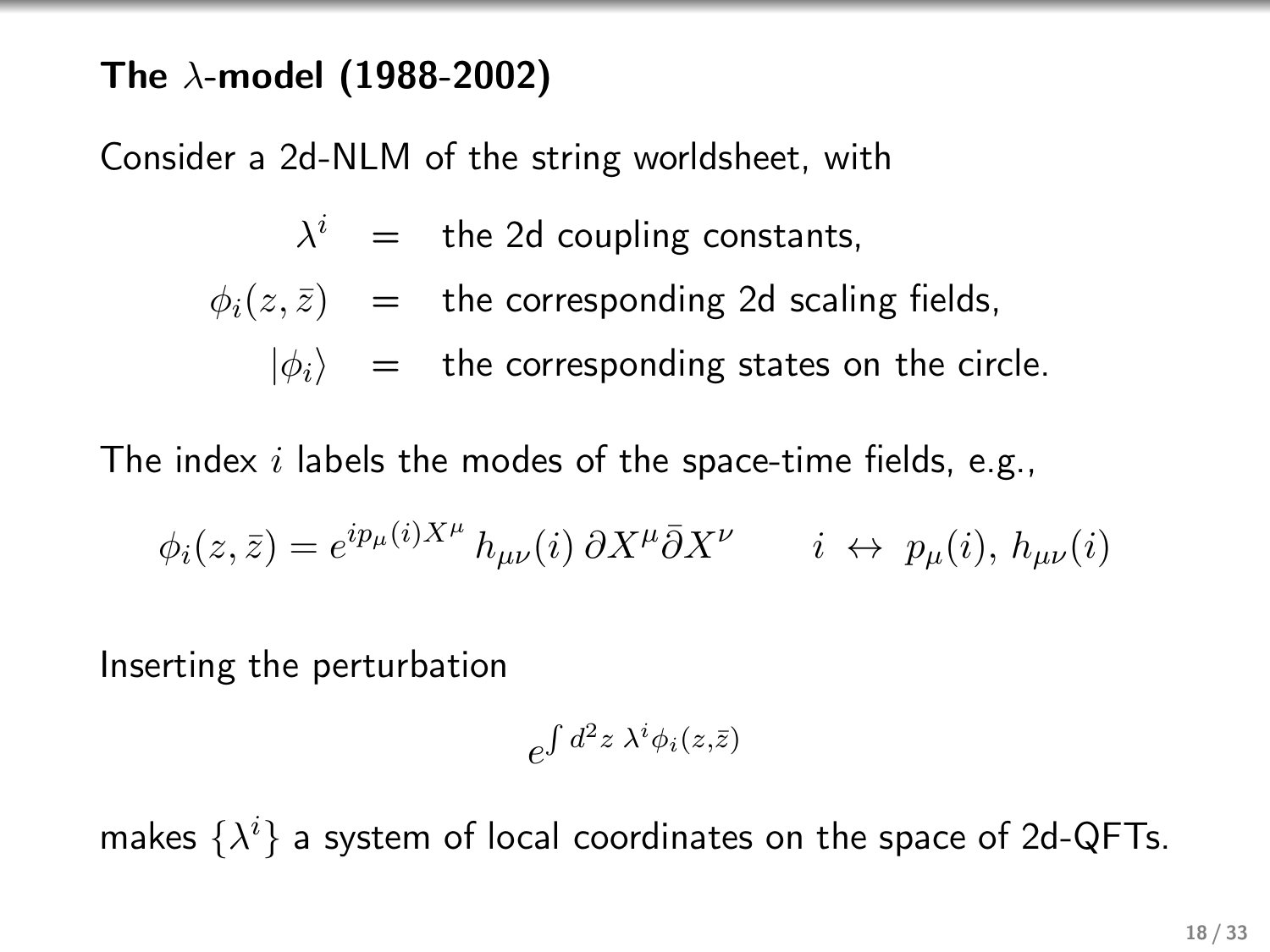**The $\lambda$-model (1988-2002)**

Consider a 2d-NLM of the string worldsheet, with

$$
\begin{aligned}
\lambda^i &= \text{the 2d coupling constants,} \\
\phi_i(z,\bar{z}) &= \text{the corresponding 2d scaling fields,} \\
|\phi_i\rangle &= \text{the corresponding states on the circle.}
\end{aligned}
$$

The index $i$ labels the modes of the space-time fields, e.g.,

$$
\phi_i(z,\bar{z}) = e^{ip_\mu(i)X^\mu}\, h_{\mu\nu}(i)\, \partial X^\mu \bar{\partial} X^\nu \qquad i \leftrightarrow p_\mu(i),\, h_{\mu\nu}(i)
$$

Inserting the perturbation

$$
e^{\int d^2z\; \lambda^i \phi_i(z,\bar{z})}
$$

makes $\{\lambda^i\}$ a system of local coordinates on the space of 2d-QFTs.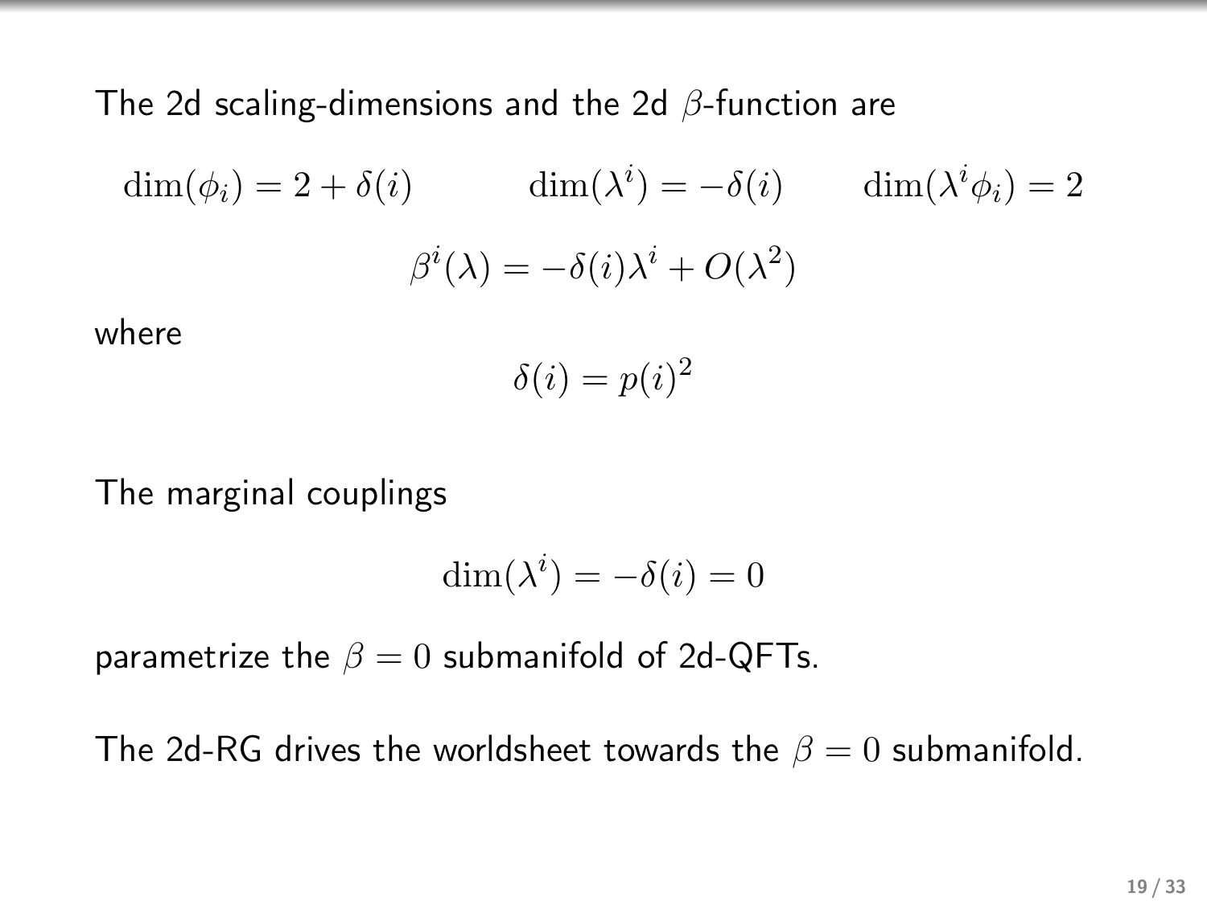The 2d scaling-dimensions and the 2d $\beta$-function are

$$\dim(\phi_i) = 2 + \delta(i) \qquad \dim(\lambda^i) = -\delta(i) \qquad \dim(\lambda^i \phi_i) = 2$$

$$\beta^i(\lambda) = -\delta(i)\lambda^i + O(\lambda^2)$$

where

$$\delta(i) = p(i)^2$$

The marginal couplings

$$\dim(\lambda^i) = -\delta(i) = 0$$

parametrize the $\beta = 0$ submanifold of 2d-QFTs.

The 2d-RG drives the worldsheet towards the $\beta = 0$ submanifold.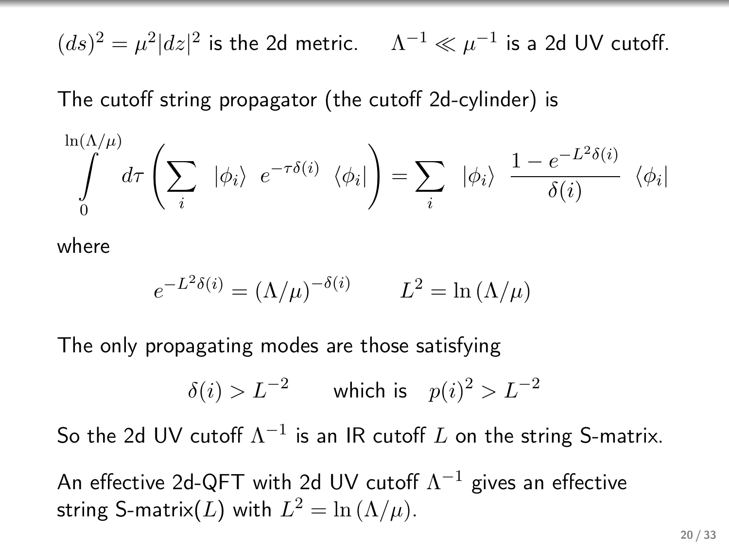$(ds)^2 = \mu^2 |dz|^2$ is the 2d metric. $\Lambda^{-1} \ll \mu^{-1}$ is a 2d UV cutoff.

The cutoff string propagator (the cutoff 2d-cylinder) is

$$\int_0^{\ln(\Lambda/\mu)} d\tau \left( \sum_i \; |\phi_i\rangle \; e^{-\tau \delta(i)} \; \langle \phi_i| \right) = \sum_i \; |\phi_i\rangle \; \frac{1 - e^{-L^2 \delta(i)}}{\delta(i)} \; \langle \phi_i|$$

where

$$e^{-L^2 \delta(i)} = (\Lambda/\mu)^{-\delta(i)} \qquad L^2 = \ln(\Lambda/\mu)$$

The only propagating modes are those satisfying

$$\delta(i) > L^{-2} \qquad \text{which is} \quad p(i)^2 > L^{-2}$$

So the 2d UV cutoff $\Lambda^{-1}$ is an IR cutoff $L$ on the string S-matrix.

An effective 2d-QFT with 2d UV cutoff $\Lambda^{-1}$ gives an effective string S-matrix($L$) with $L^2 = \ln(\Lambda/\mu)$.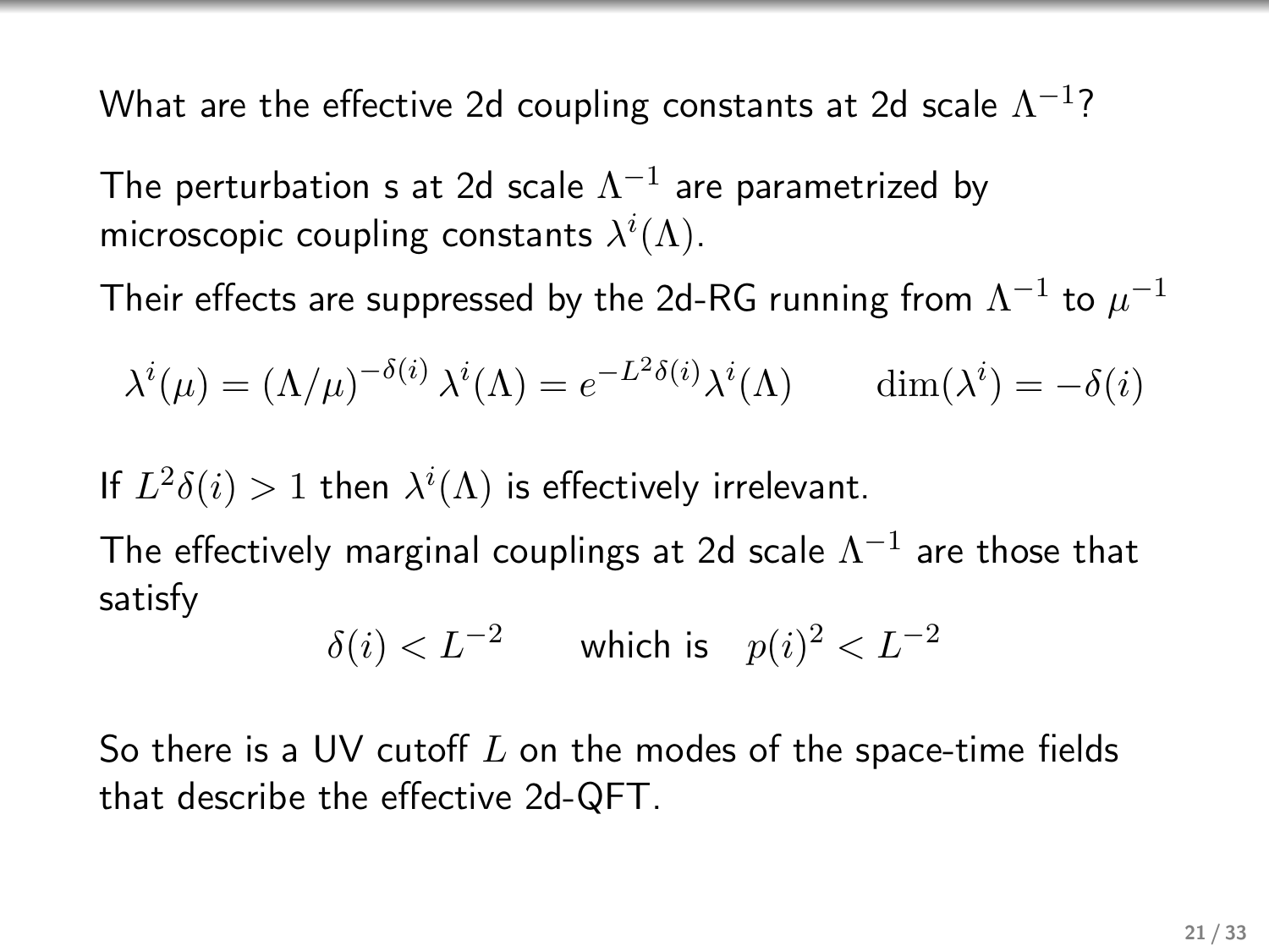What are the effective 2d coupling constants at 2d scale $\Lambda^{-1}$?

The perturbation s at 2d scale $\Lambda^{-1}$ are parametrized by microscopic coupling constants $\lambda^i(\Lambda)$.

Their effects are suppressed by the 2d-RG running from $\Lambda^{-1}$ to $\mu^{-1}$

$$\lambda^i(\mu) = (\Lambda/\mu)^{-\delta(i)}\, \lambda^i(\Lambda) = e^{-L^2\delta(i)}\lambda^i(\Lambda) \qquad \dim(\lambda^i) = -\delta(i)$$

If $L^2\delta(i) > 1$ then $\lambda^i(\Lambda)$ is effectively irrelevant.

The effectively marginal couplings at 2d scale $\Lambda^{-1}$ are those that satisfy

$$\delta(i) < L^{-2} \qquad \text{which is} \quad p(i)^2 < L^{-2}$$

So there is a UV cutoff $L$ on the modes of the space-time fields that describe the effective 2d-QFT.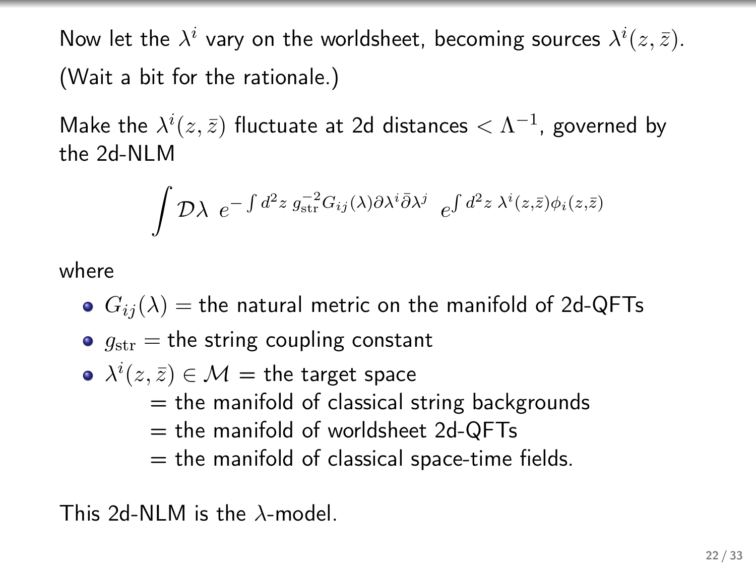Now let the $\lambda^i$ vary on the worldsheet, becoming sources $\lambda^i(z, \bar{z})$.

(Wait a bit for the rationale.)

Make the $\lambda^i(z, \bar{z})$ fluctuate at 2d distances $< \Lambda^{-1}$, governed by the 2d-NLM

$$\int \mathcal{D}\lambda \;\, e^{-\int d^2z \; g_{\mathrm{str}}^{-2} G_{ij}(\lambda) \partial\lambda^i \bar{\partial}\lambda^j} \;\; e^{\int d^2z \; \lambda^i(z,\bar{z}) \phi_i(z,\bar{z})}$$

where

- $G_{ij}(\lambda) =$ the natural metric on the manifold of 2d-QFTs
- $g_{\mathrm{str}} =$ the string coupling constant
- $\lambda^i(z, \bar{z}) \in \mathcal{M} =$ the target space
  - $=$ the manifold of classical string backgrounds
  - $=$ the manifold of worldsheet 2d-QFTs
  - $=$ the manifold of classical space-time fields.

This 2d-NLM is the $\lambda$-model.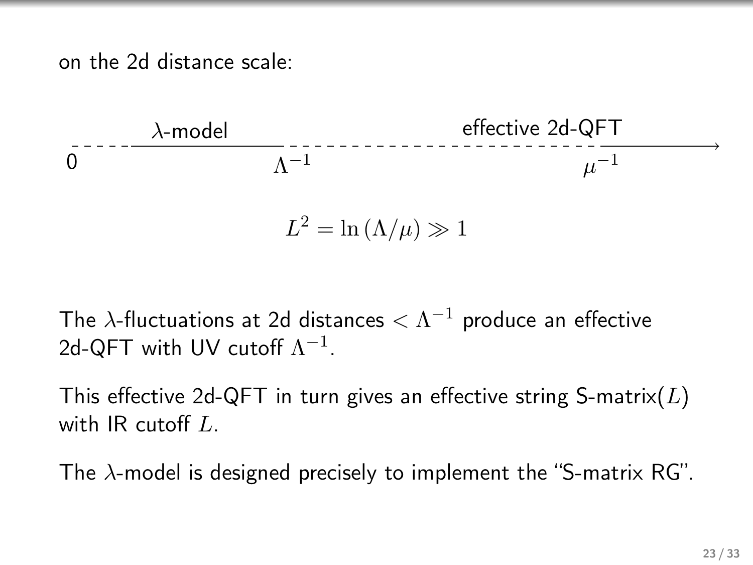on the 2d distance scale:

$0$ - - - - $\lambda$-model $\Lambda^{-1}$ - - - - effective 2d-QFT $\mu^{-1}$ $\longrightarrow$

$$L^2 = \ln(\Lambda/\mu) \gg 1$$

The $\lambda$-fluctuations at 2d distances $< \Lambda^{-1}$ produce an effective 2d-QFT with UV cutoff $\Lambda^{-1}$.

This effective 2d-QFT in turn gives an effective string S-matrix($L$) with IR cutoff $L$.

The $\lambda$-model is designed precisely to implement the "S-matrix RG".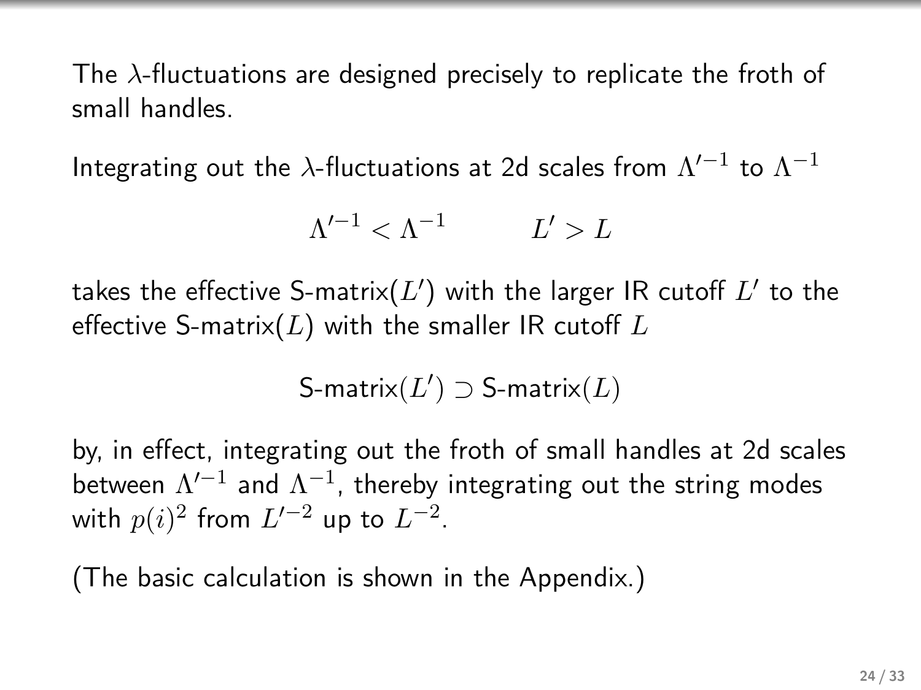The $\lambda$-fluctuations are designed precisely to replicate the froth of small handles.

Integrating out the $\lambda$-fluctuations at 2d scales from $\Lambda'^{-1}$ to $\Lambda^{-1}$

$$\Lambda'^{-1} < \Lambda^{-1} \qquad\qquad L' > L$$

takes the effective S-matrix($L'$) with the larger IR cutoff $L'$ to the effective S-matrix($L$) with the smaller IR cutoff $L$

$$\text{S-matrix}(L') \supset \text{S-matrix}(L)$$

by, in effect, integrating out the froth of small handles at 2d scales between $\Lambda'^{-1}$ and $\Lambda^{-1}$, thereby integrating out the string modes with $p(i)^2$ from $L'^{-2}$ up to $L^{-2}$.

(The basic calculation is shown in the Appendix.)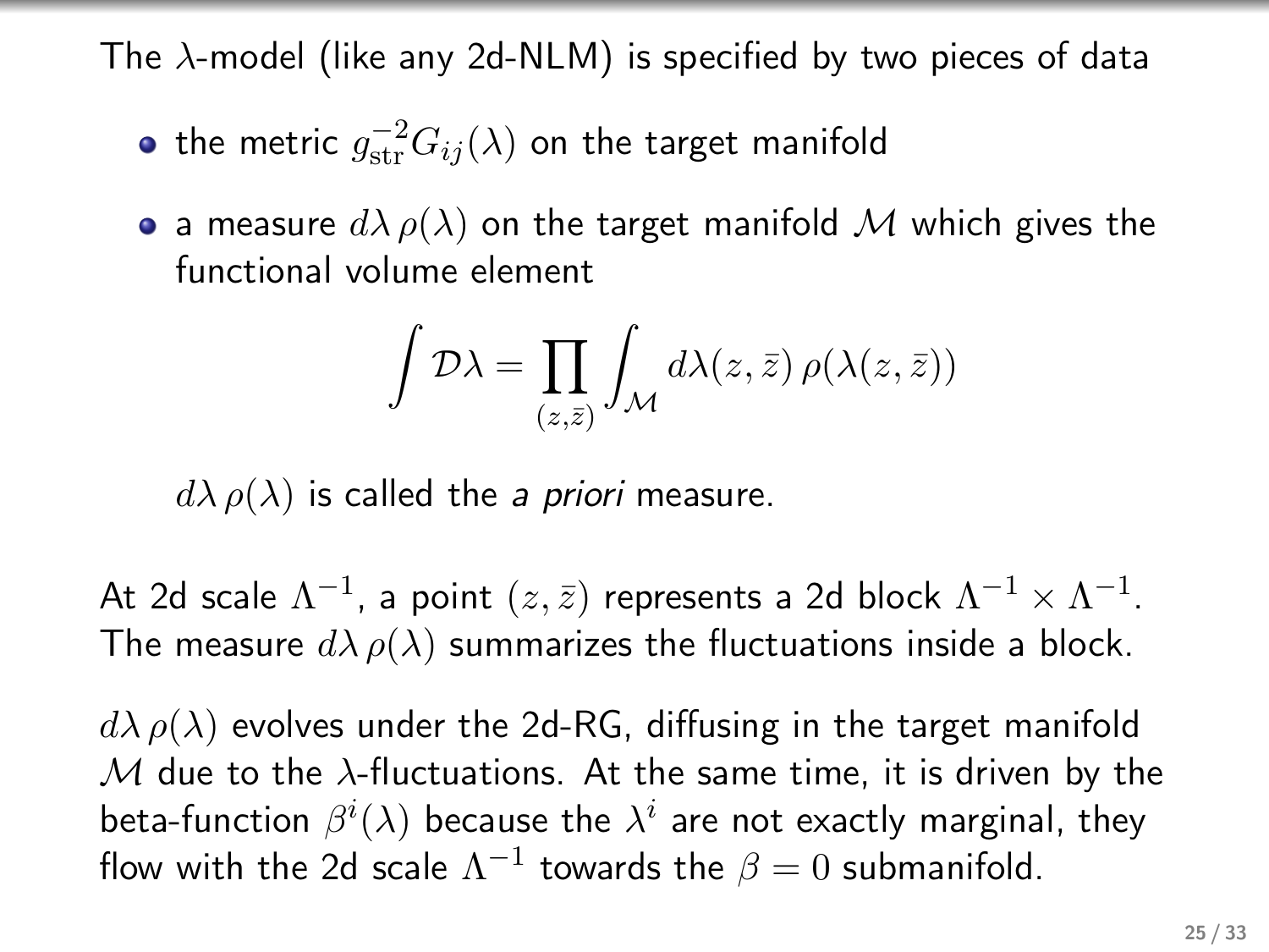The $\lambda$-model (like any 2d-NLM) is specified by two pieces of data

- the metric $g_{\rm str}^{-2} G_{ij}(\lambda)$ on the target manifold
- a measure $d\lambda\,\rho(\lambda)$ on the target manifold $\mathcal{M}$ which gives the functional volume element

$$\int \mathcal{D}\lambda = \prod_{(z,\bar{z})} \int_{\mathcal{M}} d\lambda(z,\bar{z})\,\rho(\lambda(z,\bar{z}))$$

$d\lambda\,\rho(\lambda)$ is called the *a priori* measure.

At 2d scale $\Lambda^{-1}$, a point $(z,\bar{z})$ represents a 2d block $\Lambda^{-1}\times\Lambda^{-1}$. The measure $d\lambda\,\rho(\lambda)$ summarizes the fluctuations inside a block.

$d\lambda\,\rho(\lambda)$ evolves under the 2d-RG, diffusing in the target manifold $\mathcal{M}$ due to the $\lambda$-fluctuations. At the same time, it is driven by the beta-function $\beta^i(\lambda)$ because the $\lambda^i$ are not exactly marginal, they flow with the 2d scale $\Lambda^{-1}$ towards the $\beta = 0$ submanifold.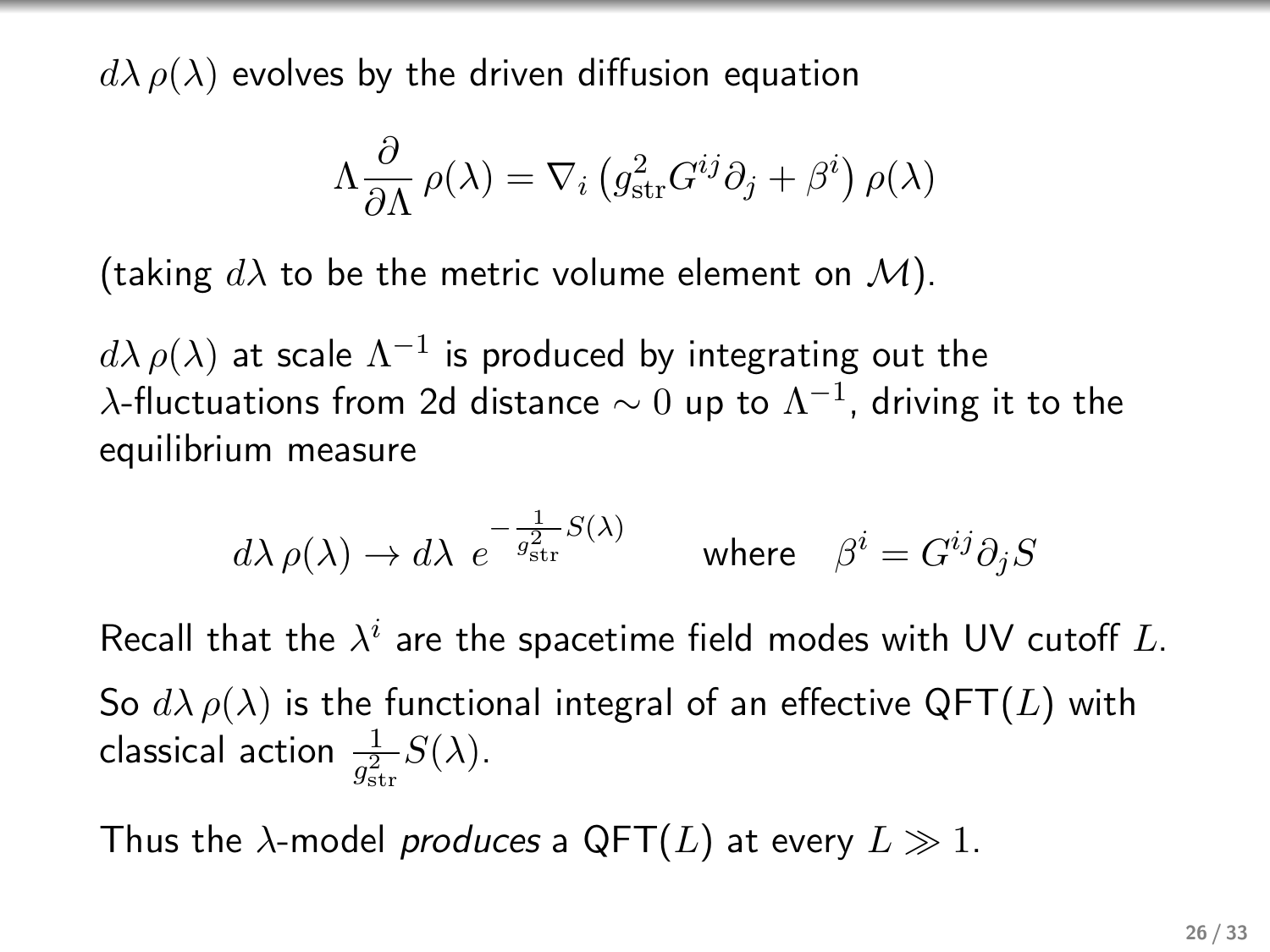$d\lambda\, \rho(\lambda)$ evolves by the driven diffusion equation

$$\Lambda \frac{\partial}{\partial \Lambda}\, \rho(\lambda) = \nabla_i \left( g_{\mathrm{str}}^2 G^{ij} \partial_j + \beta^i \right) \rho(\lambda)$$

(taking $d\lambda$ to be the metric volume element on $\mathcal{M}$).

$d\lambda\, \rho(\lambda)$ at scale $\Lambda^{-1}$ is produced by integrating out the $\lambda$-fluctuations from 2d distance $\sim 0$ up to $\Lambda^{-1}$, driving it to the equilibrium measure

$$d\lambda\, \rho(\lambda) \to d\lambda \;\, e^{-\frac{1}{g_{\mathrm{str}}^2} S(\lambda)} \qquad \text{where} \quad \beta^i = G^{ij} \partial_j S$$

Recall that the $\lambda^i$ are the spacetime field modes with UV cutoff $L$.

So $d\lambda\, \rho(\lambda)$ is the functional integral of an effective QFT($L$) with classical action $\frac{1}{g_{\mathrm{str}}^2} S(\lambda)$.

Thus the $\lambda$-model *produces* a QFT($L$) at every $L \gg 1$.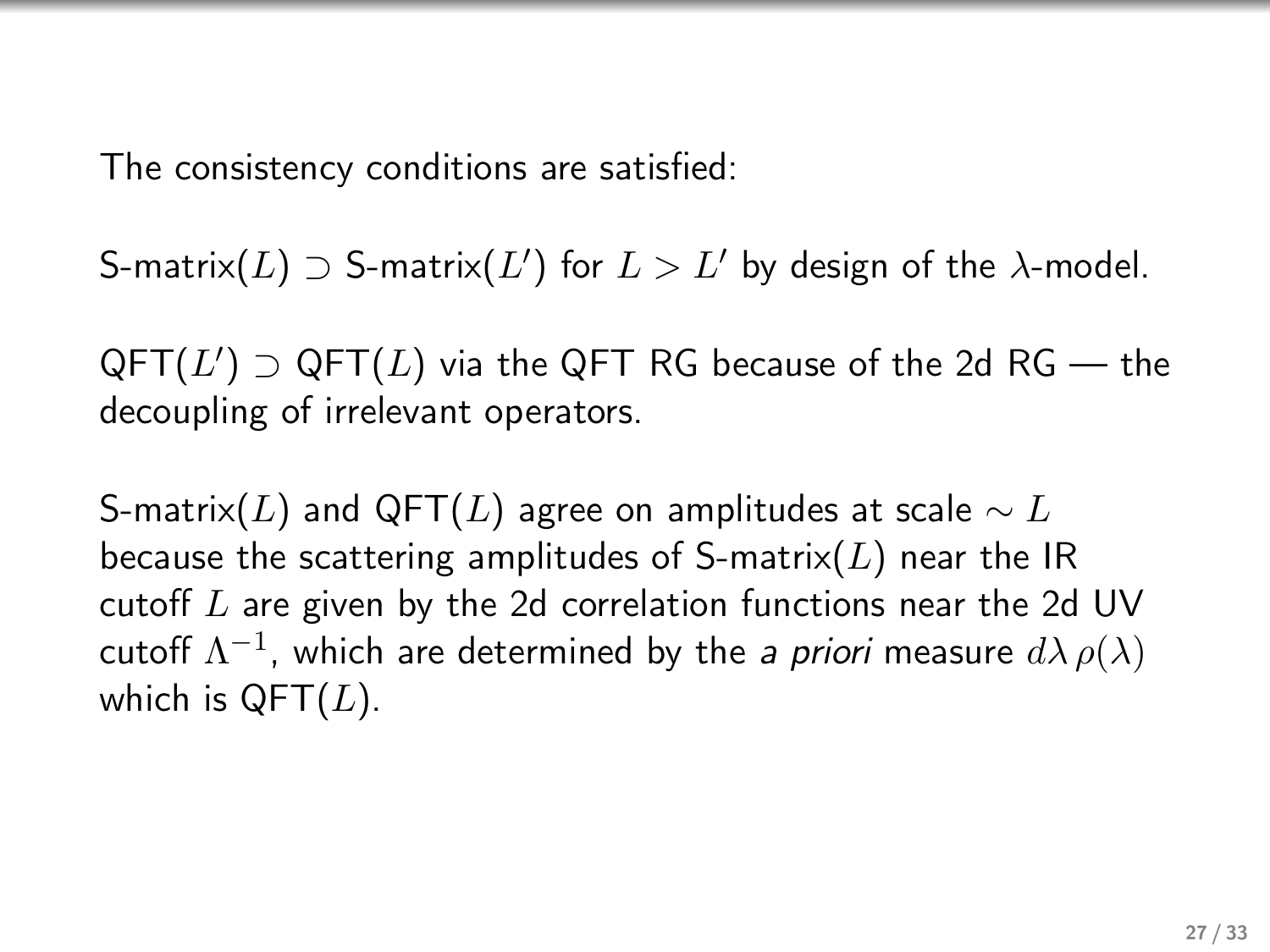The consistency conditions are satisfied:

S-matrix($L$) $\supset$ S-matrix($L'$) for $L > L'$ by design of the $\lambda$-model.

QFT($L'$) $\supset$ QFT($L$) via the QFT RG because of the 2d RG — the decoupling of irrelevant operators.

S-matrix($L$) and QFT($L$) agree on amplitudes at scale $\sim L$ because the scattering amplitudes of S-matrix($L$) near the IR cutoff $L$ are given by the 2d correlation functions near the 2d UV cutoff $\Lambda^{-1}$, which are determined by the *a priori* measure $d\lambda\, \rho(\lambda)$ which is QFT($L$).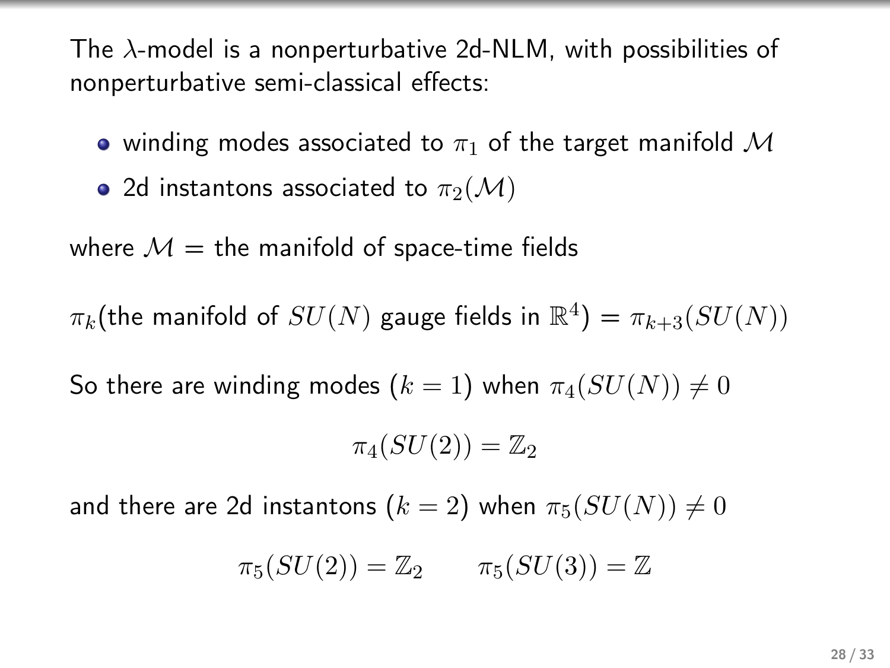The $\lambda$-model is a nonperturbative 2d-NLM, with possibilities of nonperturbative semi-classical effects:

- winding modes associated to $\pi_1$ of the target manifold $\mathcal{M}$
- 2d instantons associated to $\pi_2(\mathcal{M})$

where $\mathcal{M}$ = the manifold of space-time fields

$\pi_k$(the manifold of $SU(N)$ gauge fields in $\mathbb{R}^4$) = $\pi_{k+3}(SU(N))$

So there are winding modes ($k = 1$) when $\pi_4(SU(N)) \neq 0$

$$\pi_4(SU(2)) = \mathbb{Z}_2$$

and there are 2d instantons ($k = 2$) when $\pi_5(SU(N)) \neq 0$

$$\pi_5(SU(2)) = \mathbb{Z}_2 \qquad \pi_5(SU(3)) = \mathbb{Z}$$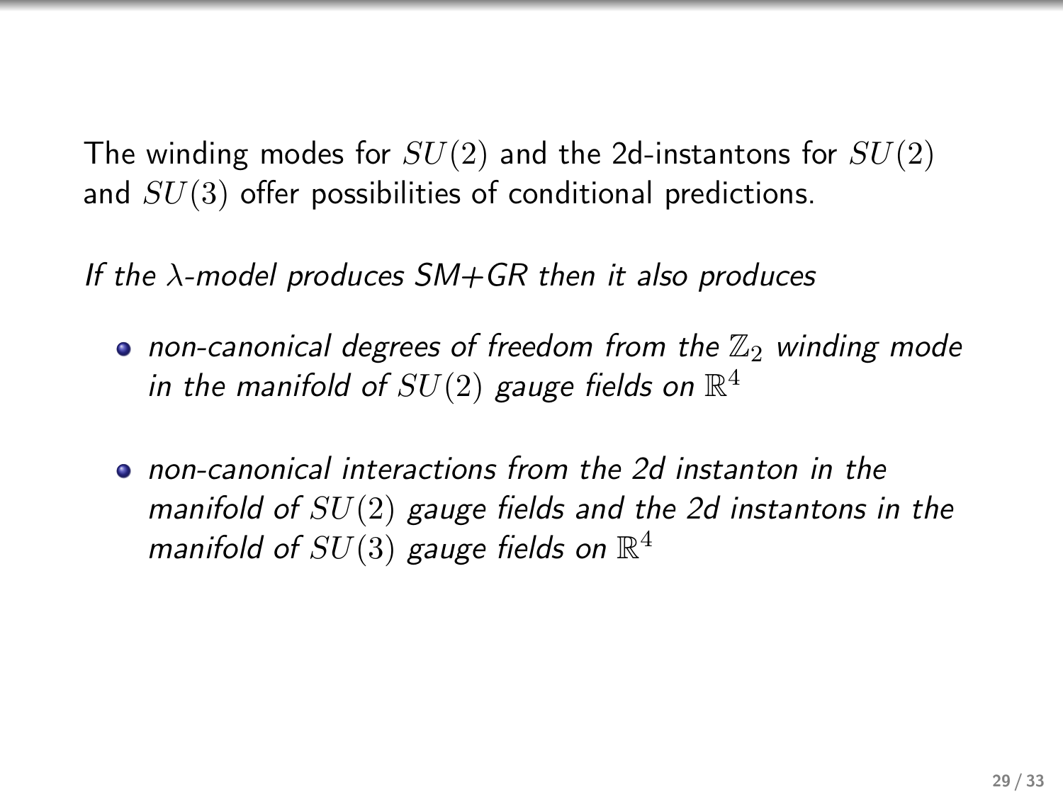The winding modes for $SU(2)$ and the 2d-instantons for $SU(2)$ and $SU(3)$ offer possibilities of conditional predictions.

*If the $\lambda$-model produces SM+GR then it also produces*

- *non-canonical degrees of freedom from the $\mathbb{Z}_2$ winding mode in the manifold of $SU(2)$ gauge fields on $\mathbb{R}^4$*
- *non-canonical interactions from the 2d instanton in the manifold of $SU(2)$ gauge fields and the 2d instantons in the manifold of $SU(3)$ gauge fields on $\mathbb{R}^4$*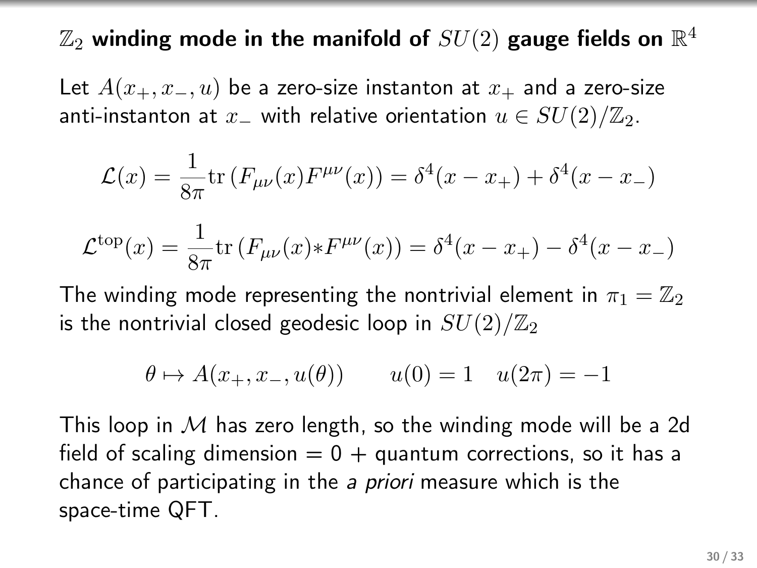## $\mathbb{Z}_2$ winding mode in the manifold of $SU(2)$ gauge fields on $\mathbb{R}^4$

Let $A(x_+, x_-, u)$ be a zero-size instanton at $x_+$ and a zero-size anti-instanton at $x_-$ with relative orientation $u \in SU(2)/\mathbb{Z}_2$.

$$\mathcal{L}(x) = \frac{1}{8\pi} \mathrm{tr}\left(F_{\mu\nu}(x) F^{\mu\nu}(x)\right) = \delta^4(x - x_+) + \delta^4(x - x_-)$$

$$\mathcal{L}^{\mathrm{top}}(x) = \frac{1}{8\pi} \mathrm{tr}\left(F_{\mu\nu}(x) {*F}^{\mu\nu}(x)\right) = \delta^4(x - x_+) - \delta^4(x - x_-)$$

The winding mode representing the nontrivial element in $\pi_1 = \mathbb{Z}_2$ is the nontrivial closed geodesic loop in $SU(2)/\mathbb{Z}_2$

$$\theta \mapsto A(x_+, x_-, u(\theta)) \qquad u(0) = 1 \quad u(2\pi) = -1$$

This loop in $\mathcal{M}$ has zero length, so the winding mode will be a 2d field of scaling dimension = 0 + quantum corrections, so it has a chance of participating in the *a priori* measure which is the space-time QFT.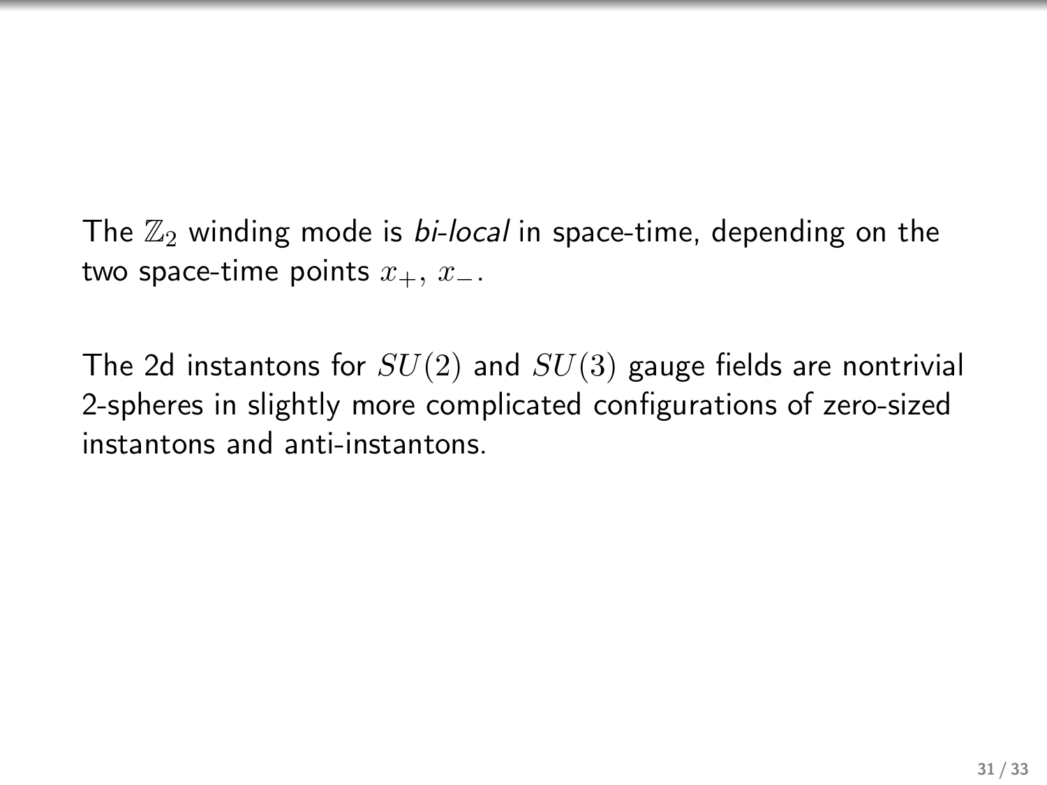The $\mathbb{Z}_2$ winding mode is *bi-local* in space-time, depending on the two space-time points $x_+$, $x_-$.

The 2d instantons for $SU(2)$ and $SU(3)$ gauge fields are nontrivial 2-spheres in slightly more complicated configurations of zero-sized instantons and anti-instantons.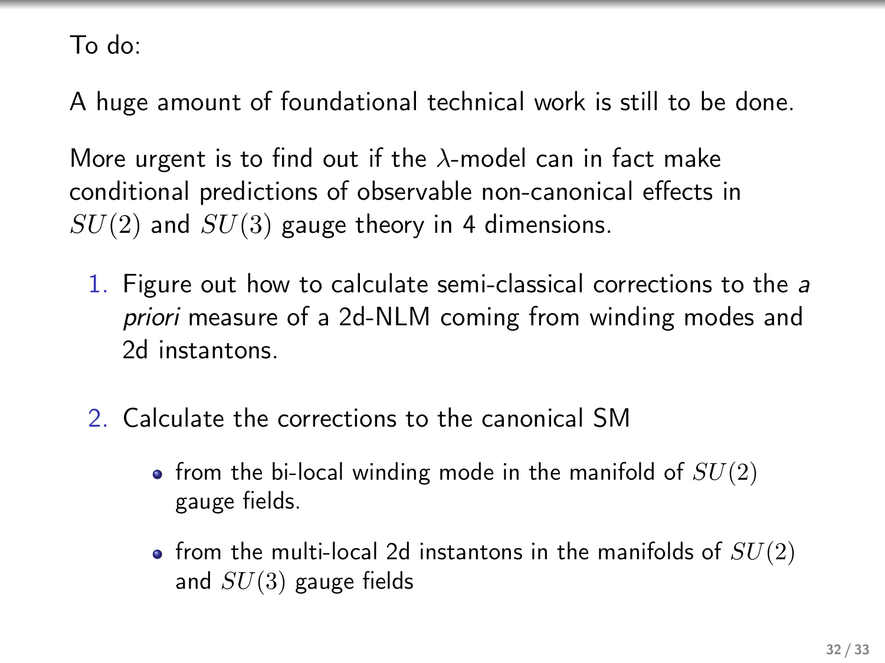To do:

A huge amount of foundational technical work is still to be done.

More urgent is to find out if the $\lambda$-model can in fact make conditional predictions of observable non-canonical effects in $SU(2)$ and $SU(3)$ gauge theory in 4 dimensions.

1. Figure out how to calculate semi-classical corrections to the *a priori* measure of a 2d-NLM coming from winding modes and 2d instantons.

2. Calculate the corrections to the canonical SM

   - from the bi-local winding mode in the manifold of $SU(2)$ gauge fields.

   - from the multi-local 2d instantons in the manifolds of $SU(2)$ and $SU(3)$ gauge fields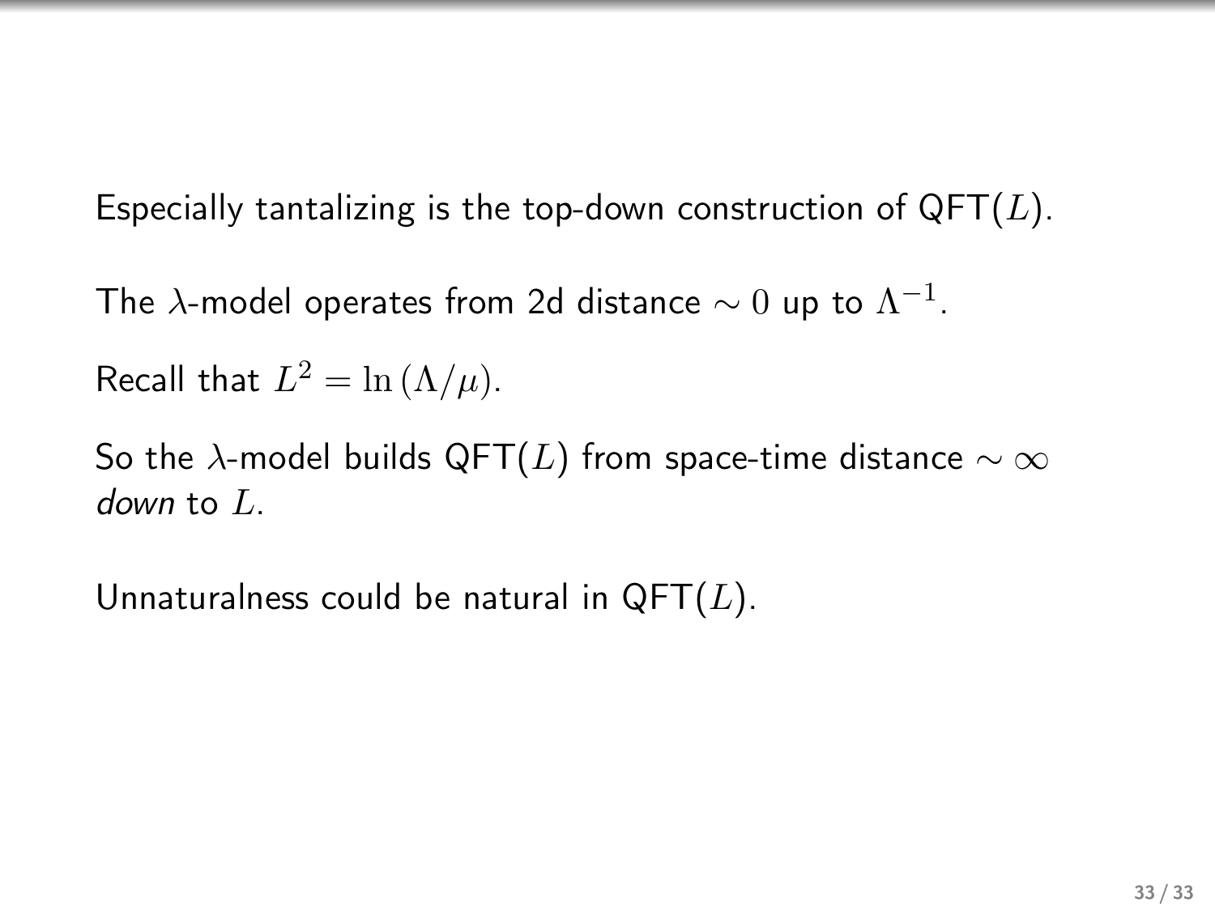Especially tantalizing is the top-down construction of QFT($L$).

The $\lambda$-model operates from 2d distance $\sim 0$ up to $\Lambda^{-1}$.

Recall that $L^2 = \ln(\Lambda/\mu)$.

So the $\lambda$-model builds QFT($L$) from space-time distance $\sim \infty$ *down* to $L$.

Unnaturalness could be natural in QFT($L$).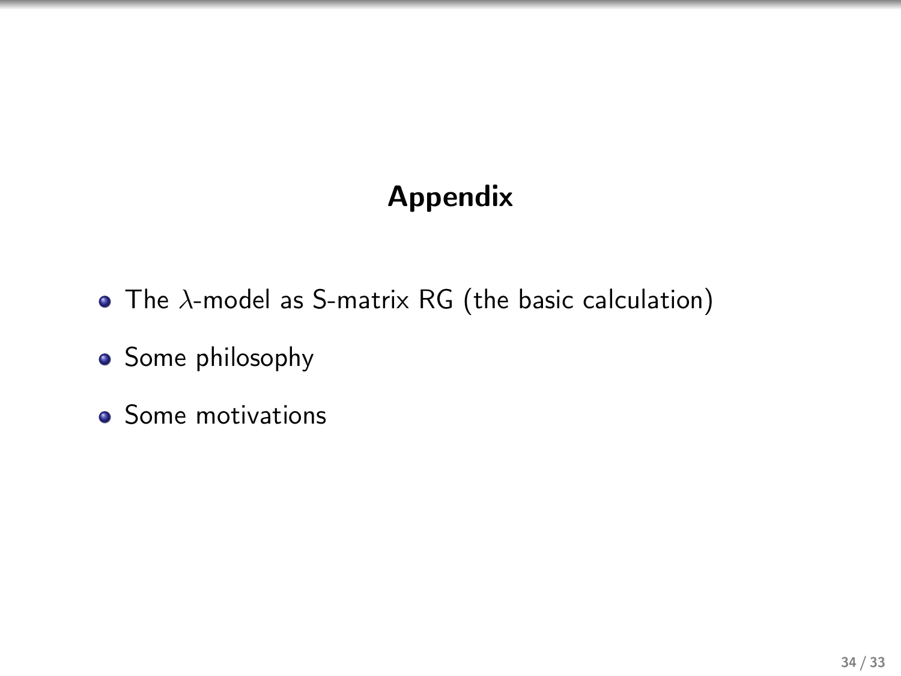## Appendix

- The $\lambda$-model as S-matrix RG (the basic calculation)
- Some philosophy
- Some motivations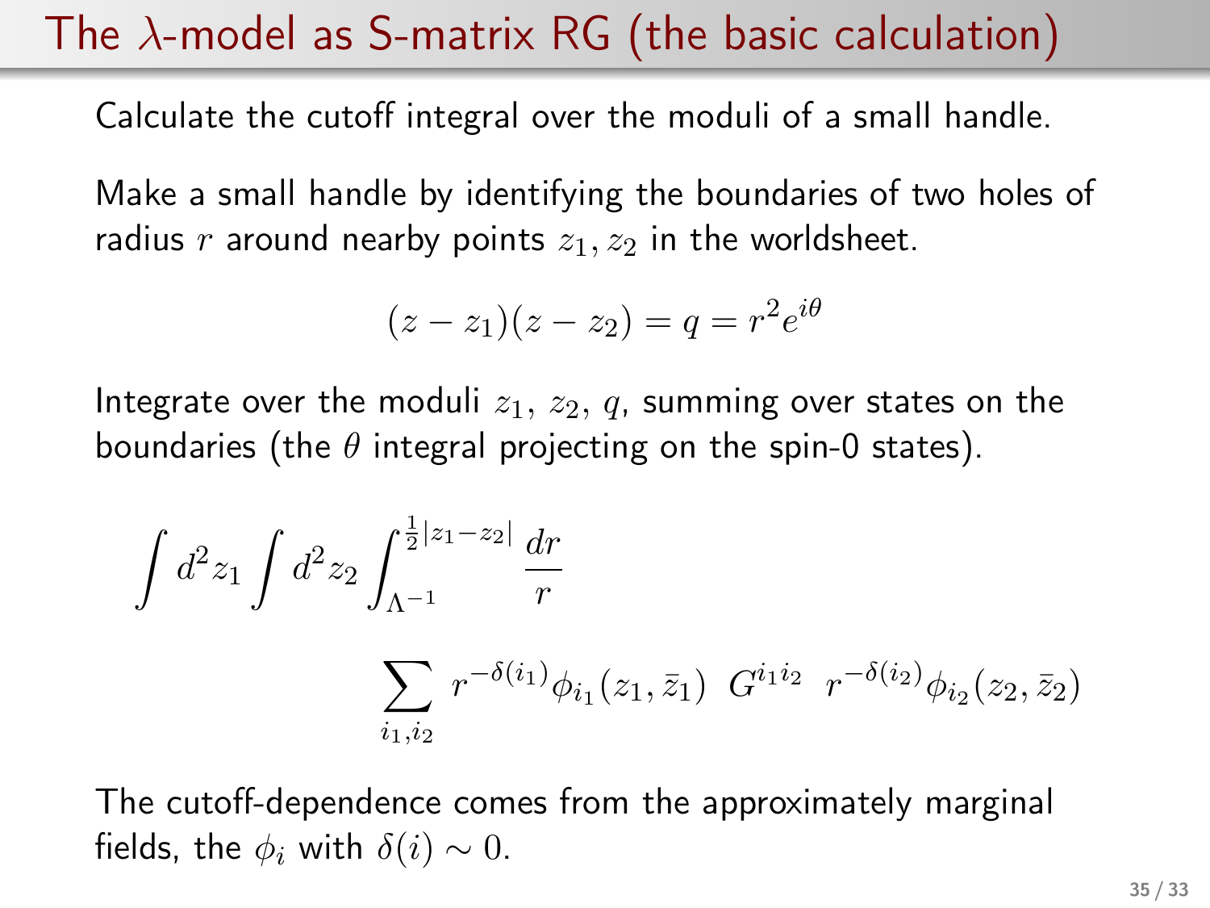# The $\lambda$-model as S-matrix RG (the basic calculation)

Calculate the cutoff integral over the moduli of a small handle.

Make a small handle by identifying the boundaries of two holes of radius $r$ around nearby points $z_1, z_2$ in the worldsheet.

$$(z - z_1)(z - z_2) = q = r^2 e^{i\theta}$$

Integrate over the moduli $z_1$, $z_2$, $q$, summing over states on the boundaries (the $\theta$ integral projecting on the spin-0 states).

$$\int d^2 z_1 \int d^2 z_2 \int_{\Lambda^{-1}}^{\frac{1}{2}|z_1 - z_2|} \frac{dr}{r}$$

$$\sum_{i_1, i_2} r^{-\delta(i_1)} \phi_{i_1}(z_1, \bar{z}_1) \;\; G^{i_1 i_2} \;\; r^{-\delta(i_2)} \phi_{i_2}(z_2, \bar{z}_2)$$

The cutoff-dependence comes from the approximately marginal fields, the $\phi_i$ with $\delta(i) \sim 0$.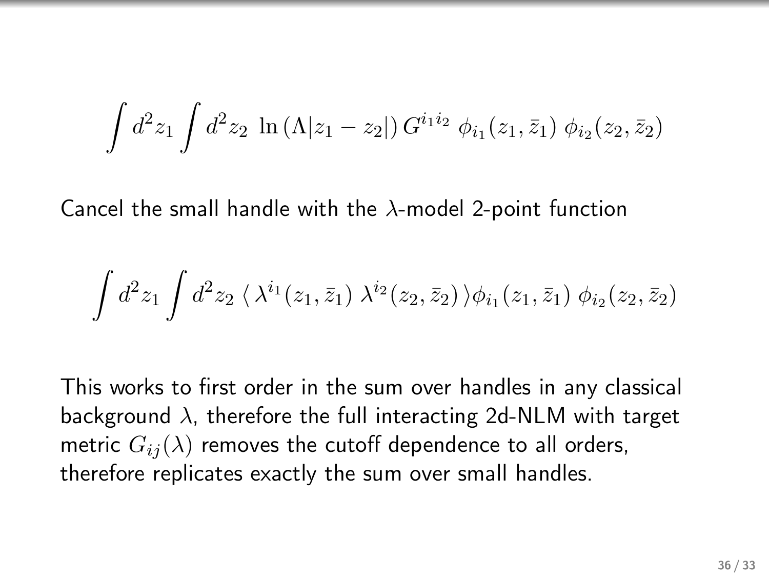$$\int d^2 z_1 \int d^2 z_2 \; \ln \left(\Lambda |z_1 - z_2|\right) G^{i_1 i_2} \; \phi_{i_1}(z_1, \bar{z}_1) \; \phi_{i_2}(z_2, \bar{z}_2)$$

Cancel the small handle with the $\lambda$-model 2-point function

$$\int d^2 z_1 \int d^2 z_2 \; \langle \, \lambda^{i_1}(z_1, \bar{z}_1) \; \lambda^{i_2}(z_2, \bar{z}_2) \, \rangle \phi_{i_1}(z_1, \bar{z}_1) \; \phi_{i_2}(z_2, \bar{z}_2)$$

This works to first order in the sum over handles in any classical background $\lambda$, therefore the full interacting 2d-NLM with target metric $G_{ij}(\lambda)$ removes the cutoff dependence to all orders, therefore replicates exactly the sum over small handles.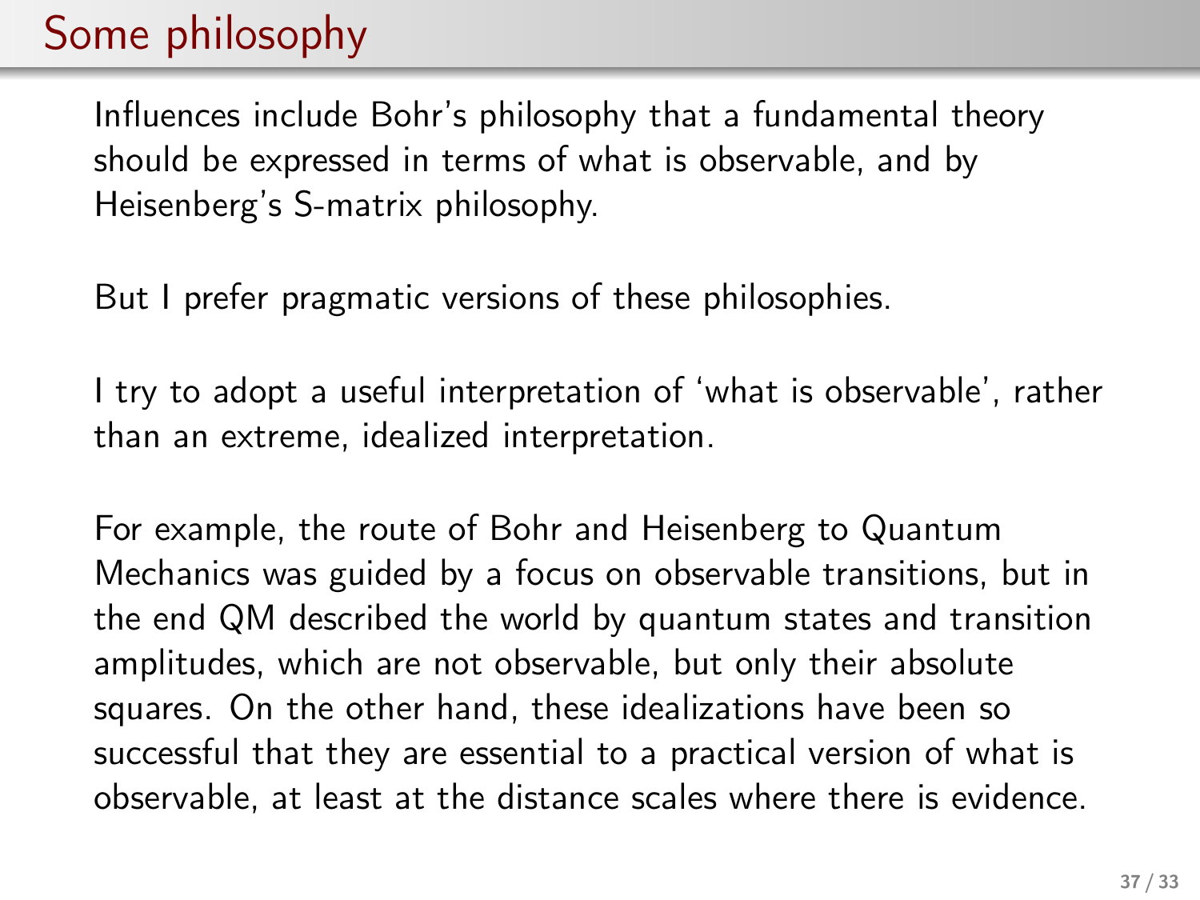# Some philosophy

Influences include Bohr's philosophy that a fundamental theory should be expressed in terms of what is observable, and by Heisenberg's S-matrix philosophy.

But I prefer pragmatic versions of these philosophies.

I try to adopt a useful interpretation of 'what is observable', rather than an extreme, idealized interpretation.

For example, the route of Bohr and Heisenberg to Quantum Mechanics was guided by a focus on observable transitions, but in the end QM described the world by quantum states and transition amplitudes, which are not observable, but only their absolute squares. On the other hand, these idealizations have been so successful that they are essential to a practical version of what is observable, at least at the distance scales where there is evidence.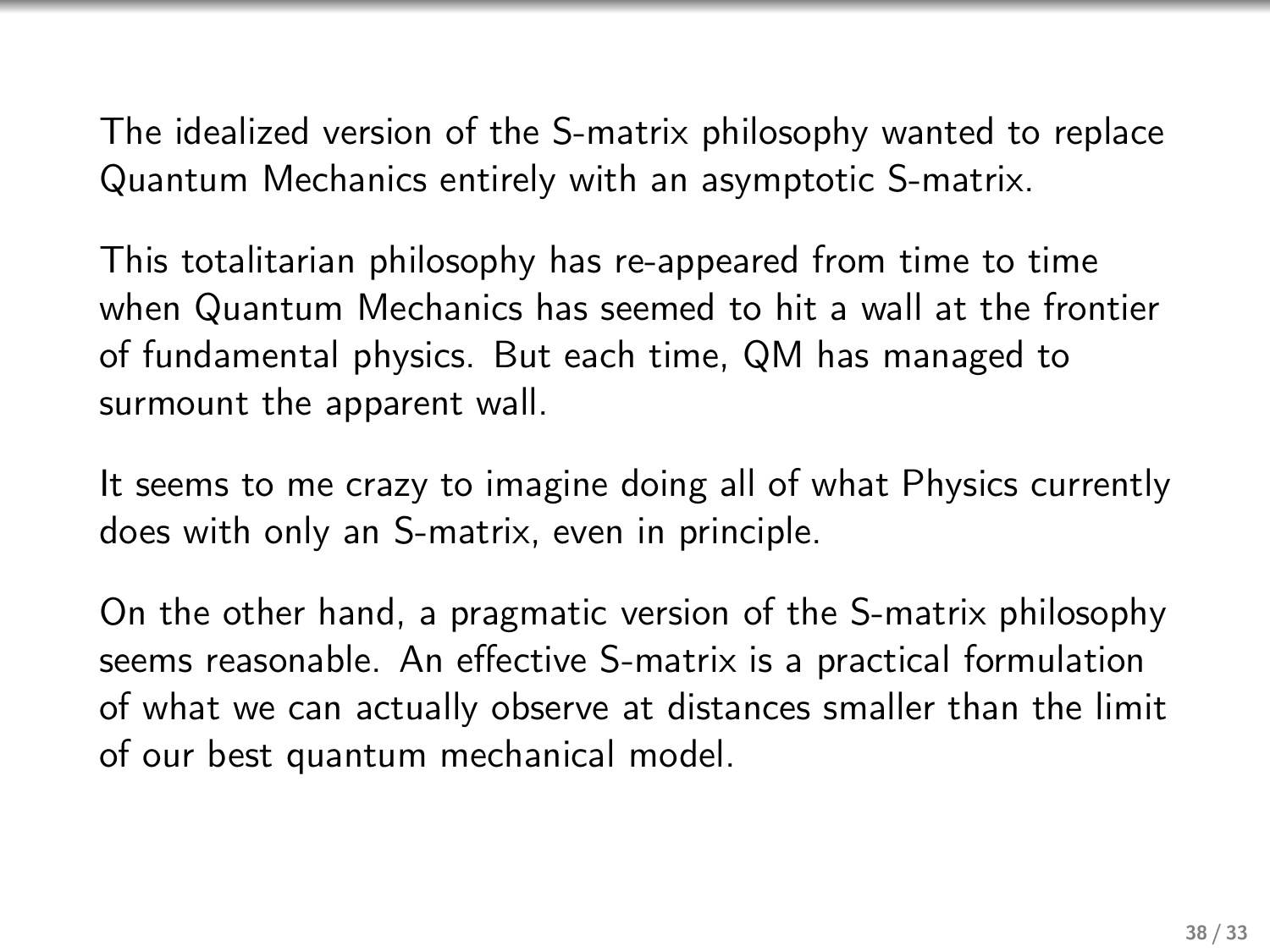The idealized version of the S-matrix philosophy wanted to replace Quantum Mechanics entirely with an asymptotic S-matrix.

This totalitarian philosophy has re-appeared from time to time when Quantum Mechanics has seemed to hit a wall at the frontier of fundamental physics. But each time, QM has managed to surmount the apparent wall.

It seems to me crazy to imagine doing all of what Physics currently does with only an S-matrix, even in principle.

On the other hand, a pragmatic version of the S-matrix philosophy seems reasonable. An effective S-matrix is a practical formulation of what we can actually observe at distances smaller than the limit of our best quantum mechanical model.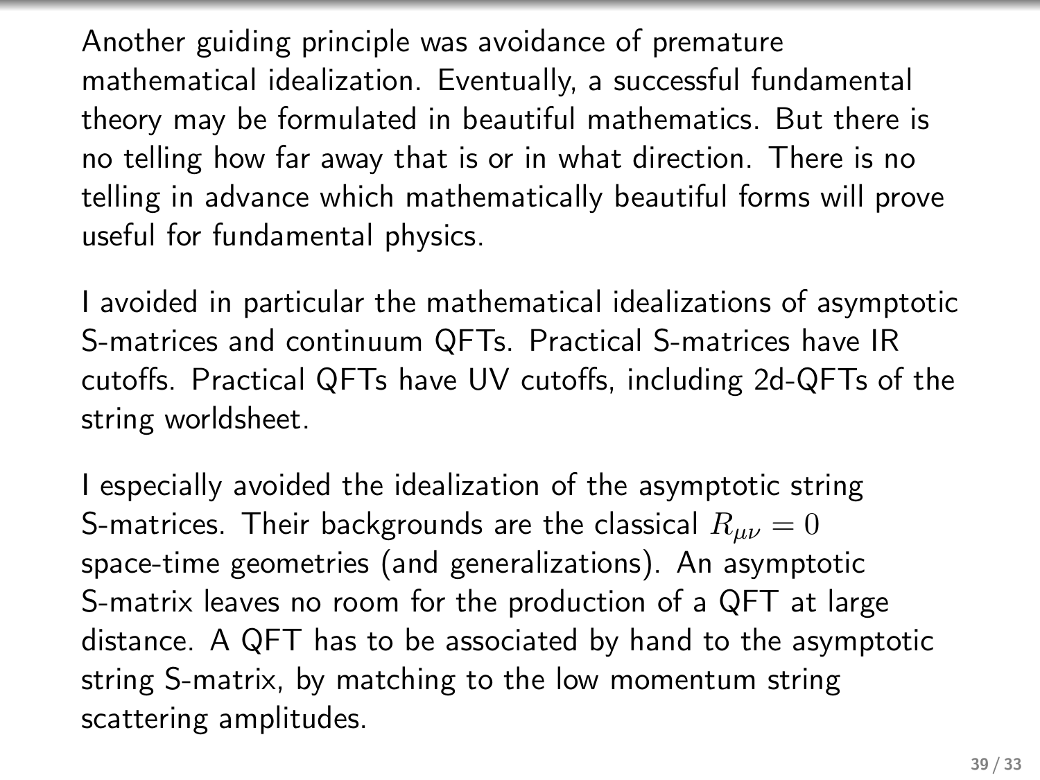Another guiding principle was avoidance of premature mathematical idealization. Eventually, a successful fundamental theory may be formulated in beautiful mathematics. But there is no telling how far away that is or in what direction. There is no telling in advance which mathematically beautiful forms will prove useful for fundamental physics.

I avoided in particular the mathematical idealizations of asymptotic S-matrices and continuum QFTs. Practical S-matrices have IR cutoffs. Practical QFTs have UV cutoffs, including 2d-QFTs of the string worldsheet.

I especially avoided the idealization of the asymptotic string S-matrices. Their backgrounds are the classical $R_{\mu\nu} = 0$ space-time geometries (and generalizations). An asymptotic S-matrix leaves no room for the production of a QFT at large distance. A QFT has to be associated by hand to the asymptotic string S-matrix, by matching to the low momentum string scattering amplitudes.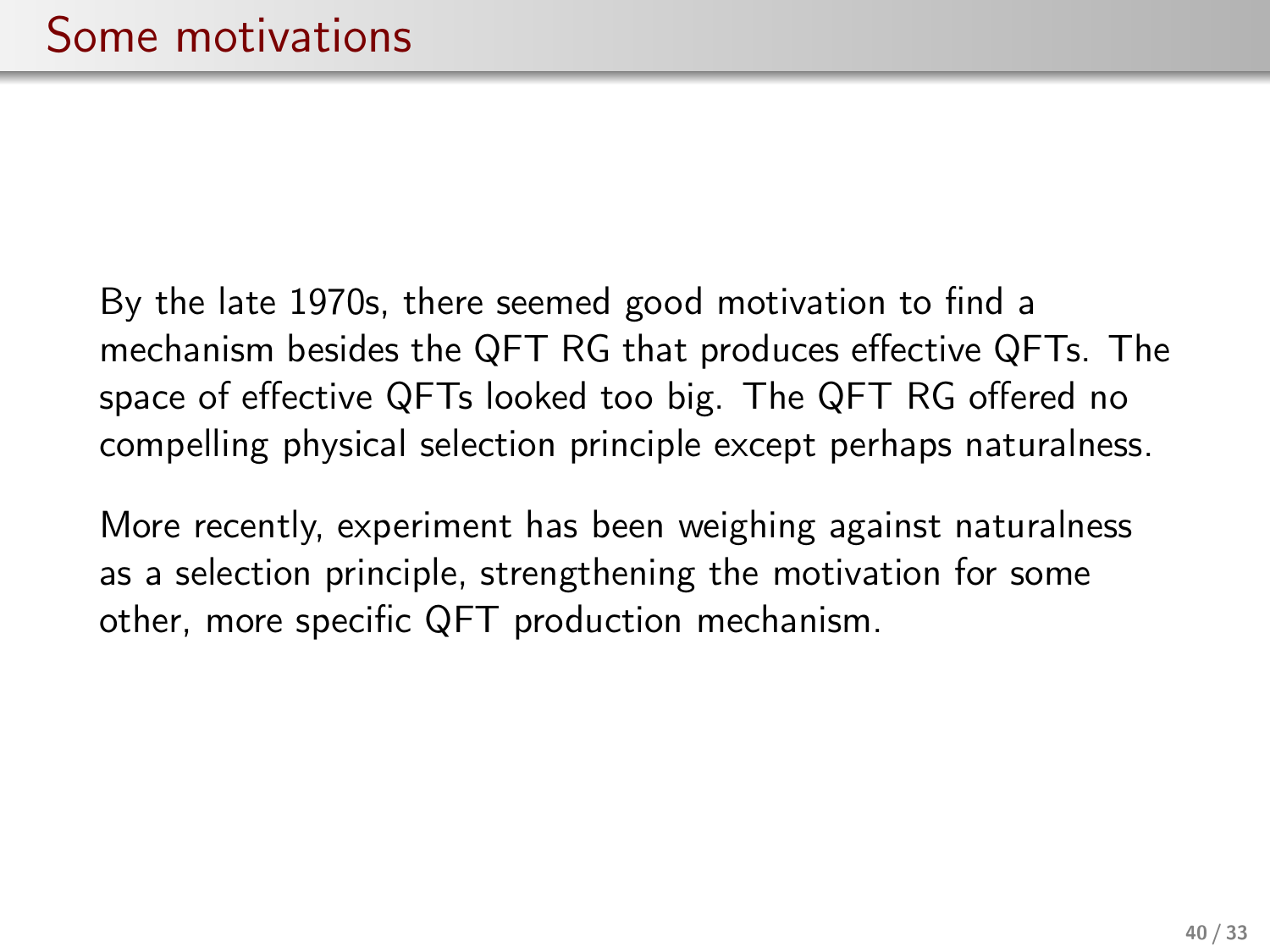# Some motivations

By the late 1970s, there seemed good motivation to find a mechanism besides the QFT RG that produces effective QFTs. The space of effective QFTs looked too big. The QFT RG offered no compelling physical selection principle except perhaps naturalness.

More recently, experiment has been weighing against naturalness as a selection principle, strengthening the motivation for some other, more specific QFT production mechanism.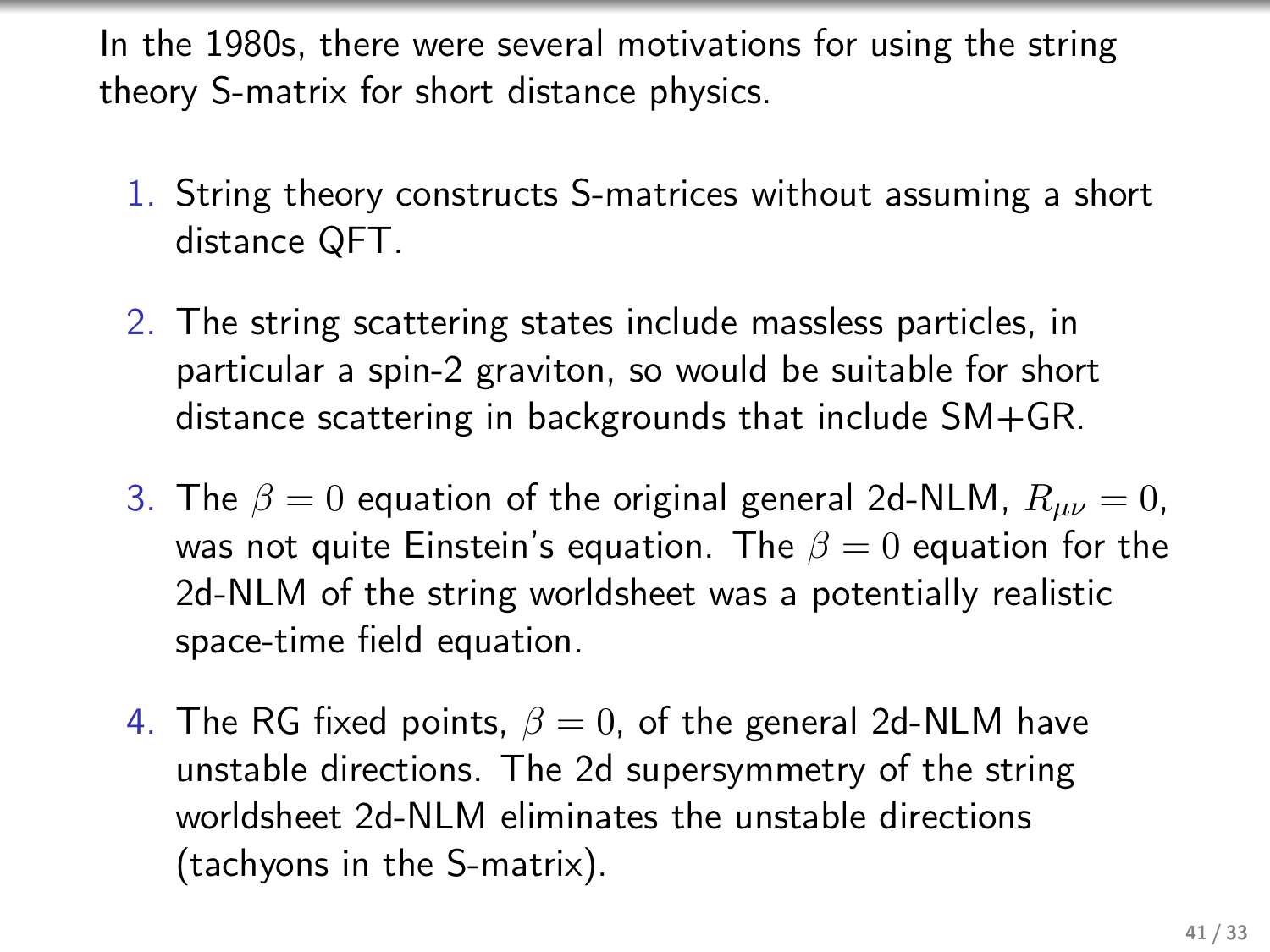In the 1980s, there were several motivations for using the string theory S-matrix for short distance physics.

1. String theory constructs S-matrices without assuming a short distance QFT.
2. The string scattering states include massless particles, in particular a spin-2 graviton, so would be suitable for short distance scattering in backgrounds that include SM+GR.
3. The $\beta = 0$ equation of the original general 2d-NLM, $R_{\mu\nu} = 0$, was not quite Einstein's equation. The $\beta = 0$ equation for the 2d-NLM of the string worldsheet was a potentially realistic space-time field equation.
4. The RG fixed points, $\beta = 0$, of the general 2d-NLM have unstable directions. The 2d supersymmetry of the string worldsheet 2d-NLM eliminates the unstable directions (tachyons in the S-matrix).